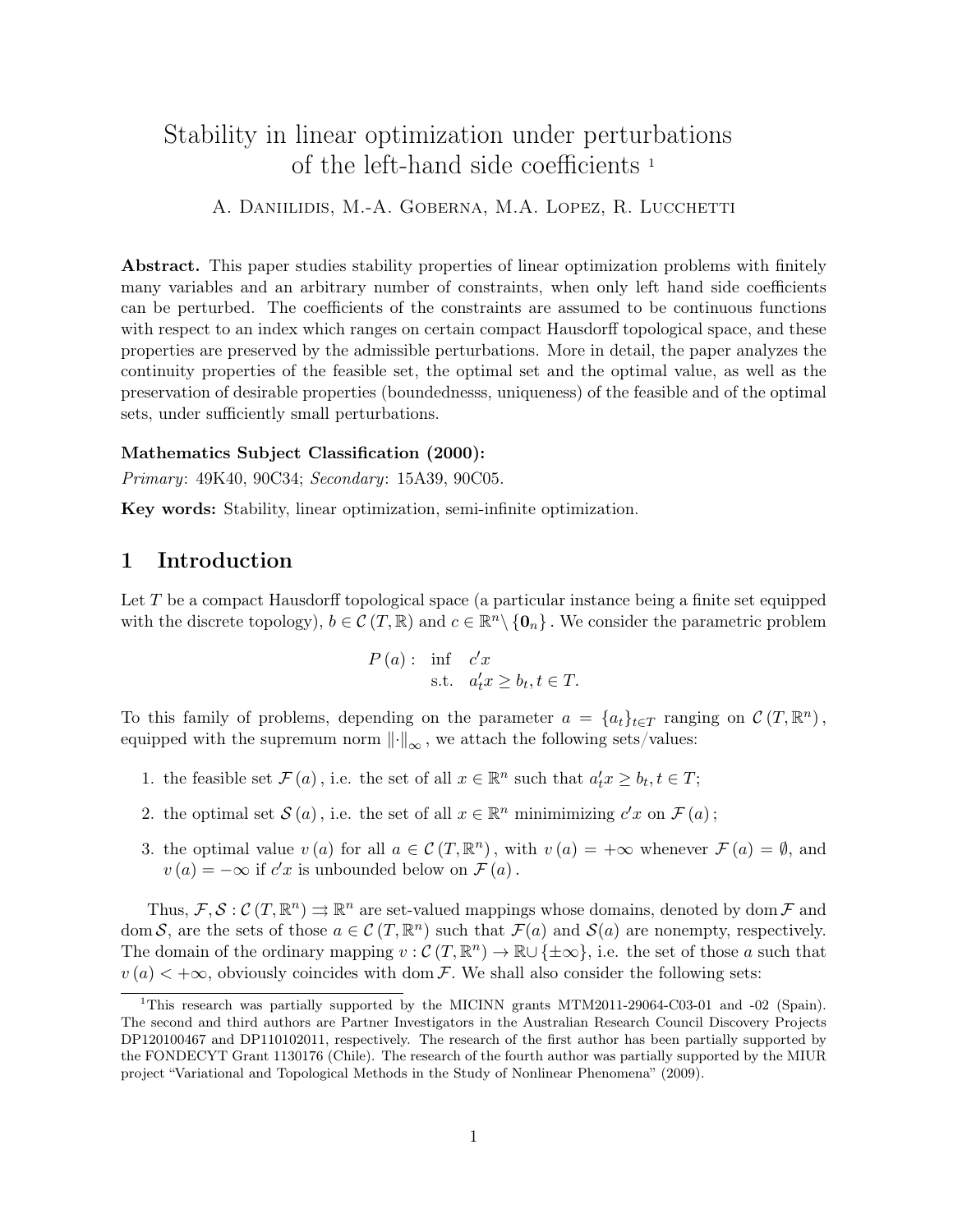# Stability in linear optimization under perturbations of the left-hand side coefficients [1]

A. Daniilidis, M.-A. Goberna, M.A. Lopez, R. Lucchetti

**Abstract.** This paper studies stability properties of linear optimization problems with finitely many variables and an arbitrary number of constraints, when only left hand side coefficients can be perturbed. The coefficients of the constraints are assumed to be continuous functions with respect to an index which ranges on certain compact Hausdorff topological space, and these properties are preserved by the admissible perturbations. More in detail, the paper analyzes the continuity properties of the feasible set, the optimal set and the optimal value, as well as the preservation of desirable properties (boundednesss, uniqueness) of the feasible and of the optimal sets, under sufficiently small perturbations.

**Mathematics Subject Classification (2000):**
*Primary*: 49K40, 90C34; *Secondary*: 15A39, 90C05.

**Key words:** Stability, linear optimization, semi-infinite optimization.

## 1 Introduction

Let $T$ be a compact Hausdorff topological space (a particular instance being a finite set equipped with the discrete topology), $b \in \mathcal{C}(T, \mathbb{R})$ and $c \in \mathbb{R}^n \setminus \{\mathbf{0}_n\}$. We consider the parametric problem

$$P(a): \quad \begin{array}{ll} \inf & c'x \\ \text{s.t.} & a_t'x \geq b_t, t \in T. \end{array}$$

To this family of problems, depending on the parameter $a = \{a_t\}_{t \in T}$ ranging on $\mathcal{C}(T, \mathbb{R}^n)$, equipped with the supremum norm $\|\cdot\|_\infty$, we attach the following sets/values:

1. the feasible set $\mathcal{F}(a)$, i.e. the set of all $x \in \mathbb{R}^n$ such that $a_t'x \geq b_t, t \in T$;
2. the optimal set $\mathcal{S}(a)$, i.e. the set of all $x \in \mathbb{R}^n$ minimimizing $c'x$ on $\mathcal{F}(a)$;
3. the optimal value $v(a)$ for all $a \in \mathcal{C}(T, \mathbb{R}^n)$, with $v(a) = +\infty$ whenever $\mathcal{F}(a) = \emptyset$, and $v(a) = -\infty$ if $c'x$ is unbounded below on $\mathcal{F}(a)$.

Thus, $\mathcal{F}, \mathcal{S} : \mathcal{C}(T, \mathbb{R}^n) \rightrightarrows \mathbb{R}^n$ are set-valued mappings whose domains, denoted by $\operatorname{dom} \mathcal{F}$ and $\operatorname{dom} \mathcal{S}$, are the sets of those $a \in \mathcal{C}(T, \mathbb{R}^n)$ such that $\mathcal{F}(a)$ and $\mathcal{S}(a)$ are nonempty, respectively. The domain of the ordinary mapping $v : \mathcal{C}(T, \mathbb{R}^n) \to \mathbb{R} \cup \{\pm\infty\}$, i.e. the set of those $a$ such that $v(a) < +\infty$, obviously coincides with $\operatorname{dom} \mathcal{F}$. We shall also consider the following sets:

[1] This research was partially supported by the MICINN grants MTM2011-29064-C03-01 and -02 (Spain). The second and third authors are Partner Investigators in the Australian Research Council Discovery Projects DP120100467 and DP110102011, respectively. The research of the first author has been partially supported by the FONDECYT Grant 1130176 (Chile). The research of the fourth author was partially supported by the MIUR project "Variational and Topological Methods in the Study of Nonlinear Phenomena" (2009).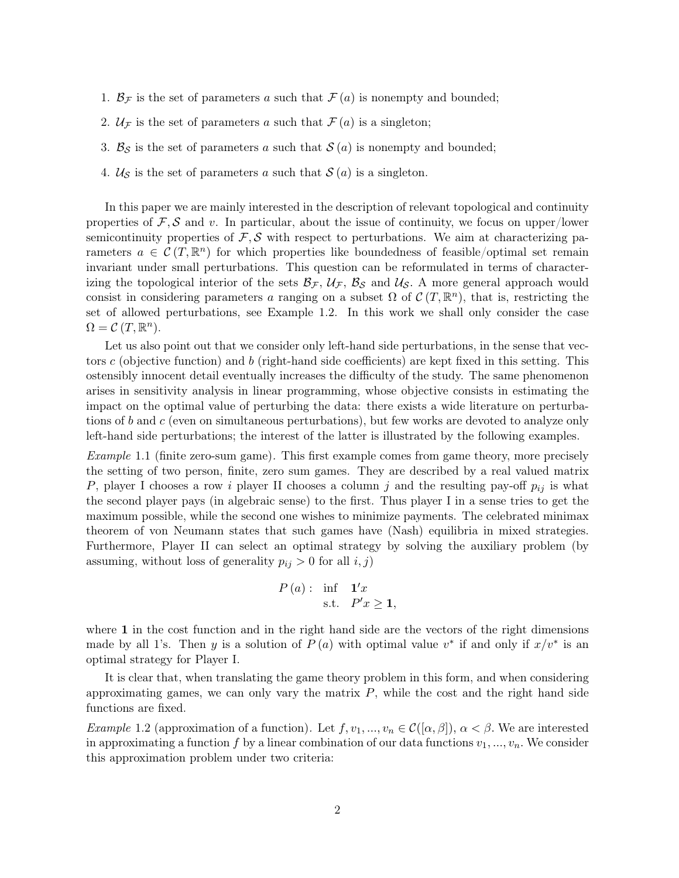1. $\mathcal{B}_{\mathcal{F}}$ is the set of parameters $a$ such that $\mathcal{F}(a)$ is nonempty and bounded;
2. $\mathcal{U}_{\mathcal{F}}$ is the set of parameters $a$ such that $\mathcal{F}(a)$ is a singleton;
3. $\mathcal{B}_{\mathcal{S}}$ is the set of parameters $a$ such that $\mathcal{S}(a)$ is nonempty and bounded;
4. $\mathcal{U}_{\mathcal{S}}$ is the set of parameters $a$ such that $\mathcal{S}(a)$ is a singleton.

In this paper we are mainly interested in the description of relevant topological and continuity properties of $\mathcal{F}, \mathcal{S}$ and $v$. In particular, about the issue of continuity, we focus on upper/lower semicontinuity properties of $\mathcal{F}, \mathcal{S}$ with respect to perturbations. We aim at characterizing parameters $a \in \mathcal{C}(T, \mathbb{R}^n)$ for which properties like boundedness of feasible/optimal set remain invariant under small perturbations. This question can be reformulated in terms of characterizing the topological interior of the sets $\mathcal{B}_{\mathcal{F}}$, $\mathcal{U}_{\mathcal{F}}$, $\mathcal{B}_{\mathcal{S}}$ and $\mathcal{U}_{\mathcal{S}}$. A more general approach would consist in considering parameters $a$ ranging on a subset $\Omega$ of $\mathcal{C}(T, \mathbb{R}^n)$, that is, restricting the set of allowed perturbations, see Example 1.2. In this work we shall only consider the case $\Omega = \mathcal{C}(T, \mathbb{R}^n)$.

Let us also point out that we consider only left-hand side perturbations, in the sense that vectors $c$ (objective function) and $b$ (right-hand side coefficients) are kept fixed in this setting. This ostensibly innocent detail eventually increases the difficulty of the study. The same phenomenon arises in sensitivity analysis in linear programming, whose objective consists in estimating the impact on the optimal value of perturbing the data: there exists a wide literature on perturbations of $b$ and $c$ (even on simultaneous perturbations), but few works are devoted to analyze only left-hand side perturbations; the interest of the latter is illustrated by the following examples.

*Example* 1.1 (finite zero-sum game). This first example comes from game theory, more precisely the setting of two person, finite, zero sum games. They are described by a real valued matrix $P$, player I chooses a row $i$ player II chooses a column $j$ and the resulting pay-off $p_{ij}$ is what the second player pays (in algebraic sense) to the first. Thus player I in a sense tries to get the maximum possible, while the second one wishes to minimize payments. The celebrated minimax theorem of von Neumann states that such games have (Nash) equilibria in mixed strategies. Furthermore, Player II can select an optimal strategy by solving the auxiliary problem (by assuming, without loss of generality $p_{ij} > 0$ for all $i, j$)

$$P(a): \begin{array}{ll} \inf & \mathbf{1}'x \\ \text{s.t.} & P'x \geq \mathbf{1}, \end{array}$$

where $\mathbf{1}$ in the cost function and in the right hand side are the vectors of the right dimensions made by all 1's. Then $y$ is a solution of $P(a)$ with optimal value $v^*$ if and only if $x/v^*$ is an optimal strategy for Player I.

It is clear that, when translating the game theory problem in this form, and when considering approximating games, we can only vary the matrix $P$, while the cost and the right hand side functions are fixed.

*Example* 1.2 (approximation of a function). Let $f, v_1, ..., v_n \in \mathcal{C}([\alpha, \beta])$, $\alpha < \beta$. We are interested in approximating a function $f$ by a linear combination of our data functions $v_1, ..., v_n$. We consider this approximation problem under two criteria: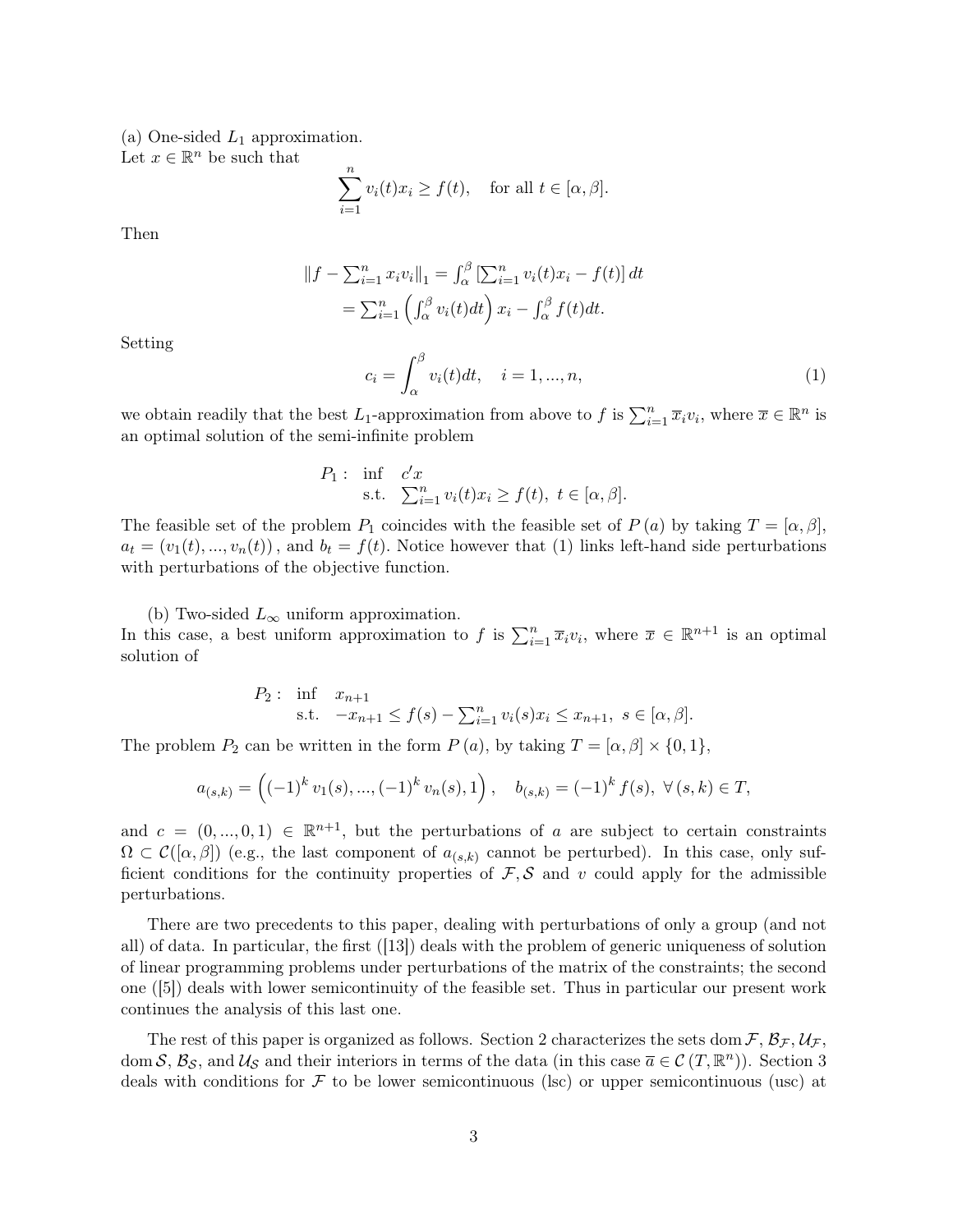(a) One-sided $L_1$ approximation.
Let $x \in \mathbb{R}^n$ be such that

$$\sum_{i=1}^{n} v_i(t)x_i \geq f(t), \quad \text{for all } t \in [\alpha, \beta].$$

Then

$$\begin{aligned} \|f - \textstyle\sum_{i=1}^{n} x_i v_i\|_1 &= \textstyle\int_\alpha^\beta \left[\sum_{i=1}^{n} v_i(t)x_i - f(t)\right] dt \\ &= \textstyle\sum_{i=1}^{n} \left(\int_\alpha^\beta v_i(t)dt\right) x_i - \int_\alpha^\beta f(t)dt. \end{aligned}$$

Setting

$$c_i = \int_\alpha^\beta v_i(t)dt, \quad i = 1, ..., n, \tag{1}$$

we obtain readily that the best $L_1$-approximation from above to $f$ is $\sum_{i=1}^{n} \overline{x}_i v_i$, where $\overline{x} \in \mathbb{R}^n$ is an optimal solution of the semi-infinite problem

$$\begin{aligned} P_1: \ & \inf \quad c'x \\ & \text{s.t.} \quad \textstyle\sum_{i=1}^{n} v_i(t)x_i \geq f(t), \ t \in [\alpha, \beta]. \end{aligned}$$

The feasible set of the problem $P_1$ coincides with the feasible set of $P(a)$ by taking $T = [\alpha, \beta]$, $a_t = (v_1(t), ..., v_n(t))$, and $b_t = f(t)$. Notice however that (1) links left-hand side perturbations with perturbations of the objective function.

(b) Two-sided $L_\infty$ uniform approximation.
In this case, a best uniform approximation to $f$ is $\sum_{i=1}^{n} \overline{x}_i v_i$, where $\overline{x} \in \mathbb{R}^{n+1}$ is an optimal solution of

$$\begin{aligned} P_2: \ & \inf \quad x_{n+1} \\ & \text{s.t.} \quad -x_{n+1} \leq f(s) - \textstyle\sum_{i=1}^{n} v_i(s)x_i \leq x_{n+1}, \ s \in [\alpha, \beta]. \end{aligned}$$

The problem $P_2$ can be written in the form $P(a)$, by taking $T = [\alpha, \beta] \times \{0, 1\}$,

$$a_{(s,k)} = \left((-1)^k v_1(s), ..., (-1)^k v_n(s), 1\right), \quad b_{(s,k)} = (-1)^k f(s), \ \forall (s,k) \in T,$$

and $c = (0, ..., 0, 1) \in \mathbb{R}^{n+1}$, but the perturbations of $a$ are subject to certain constraints $\Omega \subset \mathcal{C}([\alpha, \beta])$ (e.g., the last component of $a_{(s,k)}$ cannot be perturbed). In this case, only sufficient conditions for the continuity properties of $\mathcal{F}, \mathcal{S}$ and $v$ could apply for the admissible perturbations.

There are two precedents to this paper, dealing with perturbations of only a group (and not all) of data. In particular, the first ([13]) deals with the problem of generic uniqueness of solution of linear programming problems under perturbations of the matrix of the constraints; the second one ([5]) deals with lower semicontinuity of the feasible set. Thus in particular our present work continues the analysis of this last one.

The rest of this paper is organized as follows. Section 2 characterizes the sets $\operatorname{dom}\mathcal{F}$, $\mathcal{B}_\mathcal{F}$, $\mathcal{U}_\mathcal{F}$, $\operatorname{dom}\mathcal{S}$, $\mathcal{B}_\mathcal{S}$, and $\mathcal{U}_\mathcal{S}$ and their interiors in terms of the data (in this case $\overline{a} \in \mathcal{C}(T, \mathbb{R}^n)$). Section 3 deals with conditions for $\mathcal{F}$ to be lower semicontinuous (lsc) or upper semicontinuous (usc) at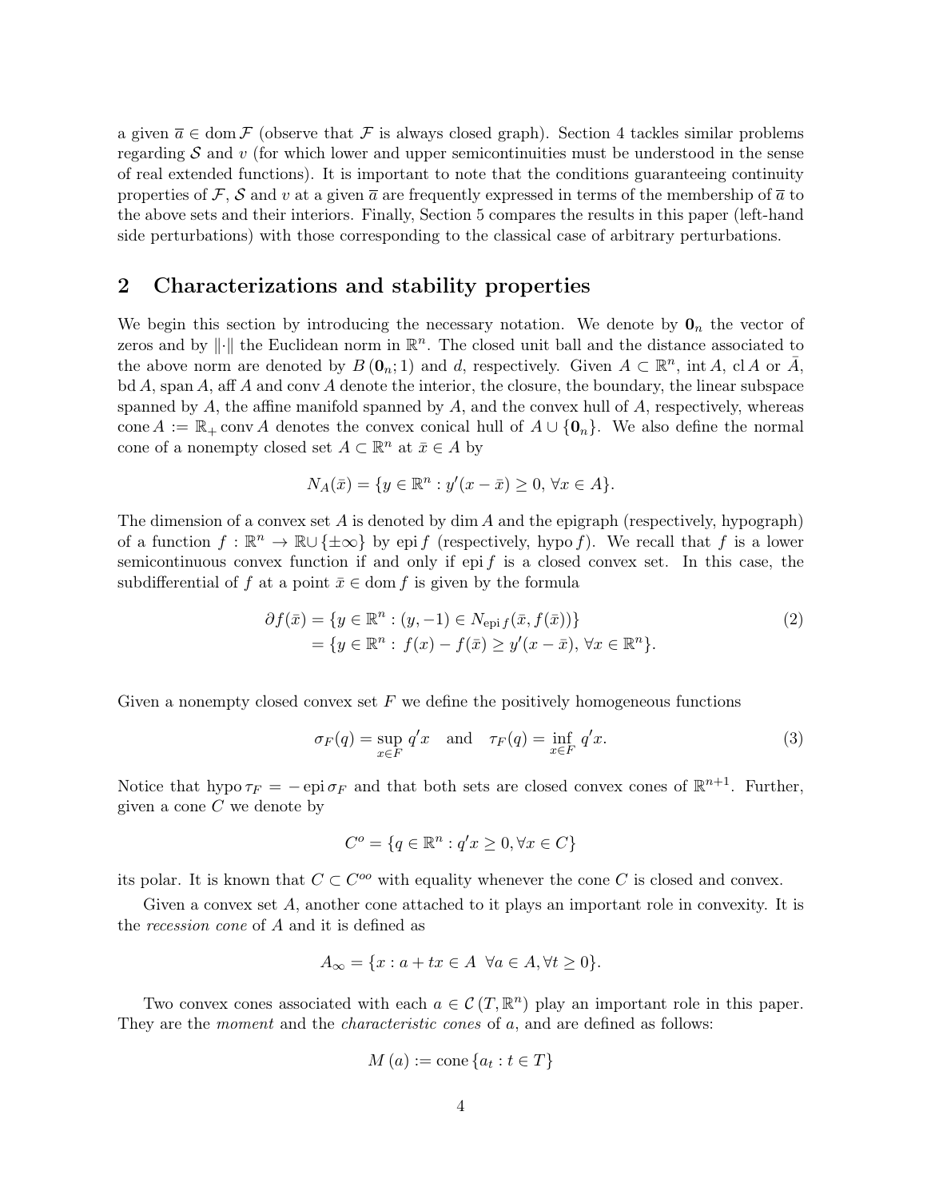a given $\overline{a} \in \operatorname{dom} \mathcal{F}$ (observe that $\mathcal{F}$ is always closed graph). Section 4 tackles similar problems regarding $\mathcal{S}$ and $v$ (for which lower and upper semicontinuities must be understood in the sense of real extended functions). It is important to note that the conditions guaranteeing continuity properties of $\mathcal{F}$, $\mathcal{S}$ and $v$ at a given $\overline{a}$ are frequently expressed in terms of the membership of $\overline{a}$ to the above sets and their interiors. Finally, Section 5 compares the results in this paper (left-hand side perturbations) with those corresponding to the classical case of arbitrary perturbations.

## 2 Characterizations and stability properties

We begin this section by introducing the necessary notation. We denote by $\mathbf{0}_n$ the vector of zeros and by $\|\cdot\|$ the Euclidean norm in $\mathbb{R}^n$. The closed unit ball and the distance associated to the above norm are denoted by $B(\mathbf{0}_n; 1)$ and $d$, respectively. Given $A \subset \mathbb{R}^n$, $\operatorname{int} A$, $\operatorname{cl} A$ or $\bar{A}$, $\operatorname{bd} A$, $\operatorname{span} A$, $\operatorname{aff} A$ and $\operatorname{conv} A$ denote the interior, the closure, the boundary, the linear subspace spanned by $A$, the affine manifold spanned by $A$, and the convex hull of $A$, respectively, whereas $\operatorname{cone} A := \mathbb{R}_+ \operatorname{conv} A$ denotes the convex conical hull of $A \cup \{\mathbf{0}_n\}$. We also define the normal cone of a nonempty closed set $A \subset \mathbb{R}^n$ at $\bar{x} \in A$ by

$$N_A(\bar{x}) = \{y \in \mathbb{R}^n : y'(x - \bar{x}) \geq 0, \; \forall x \in A\}.$$

The dimension of a convex set $A$ is denoted by $\dim A$ and the epigraph (respectively, hypograph) of a function $f : \mathbb{R}^n \to \mathbb{R} \cup \{\pm\infty\}$ by $\operatorname{epi} f$ (respectively, $\operatorname{hypo} f$). We recall that $f$ is a lower semicontinuous convex function if and only if $\operatorname{epi} f$ is a closed convex set. In this case, the subdifferential of $f$ at a point $\bar{x} \in \operatorname{dom} f$ is given by the formula

$$\begin{aligned} \partial f(\bar{x}) &= \{y \in \mathbb{R}^n : (y, -1) \in N_{\operatorname{epi} f}(\bar{x}, f(\bar{x}))\} \\ &= \{y \in \mathbb{R}^n : \; f(x) - f(\bar{x}) \geq y'(x - \bar{x}), \; \forall x \in \mathbb{R}^n\}. \end{aligned} \tag{2}$$

Given a nonempty closed convex set $F$ we define the positively homogeneous functions

$$\sigma_F(q) = \sup_{x \in F} q'x \quad \text{and} \quad \tau_F(q) = \inf_{x \in F} q'x. \tag{3}$$

Notice that $\operatorname{hypo} \tau_F = -\operatorname{epi} \sigma_F$ and that both sets are closed convex cones of $\mathbb{R}^{n+1}$. Further, given a cone $C$ we denote by

$$C^o = \{q \in \mathbb{R}^n : q'x \geq 0, \forall x \in C\}$$

its polar. It is known that $C \subset C^{oo}$ with equality whenever the cone $C$ is closed and convex.

Given a convex set $A$, another cone attached to it plays an important role in convexity. It is the *recession cone* of $A$ and it is defined as

$$A_\infty = \{x : a + tx \in A \;\; \forall a \in A, \forall t \geq 0\}.$$

Two convex cones associated with each $a \in \mathcal{C}(T, \mathbb{R}^n)$ play an important role in this paper. They are the *moment* and the *characteristic cones* of $a$, and are defined as follows:

$$M(a) := \operatorname{cone}\{a_t : t \in T\}$$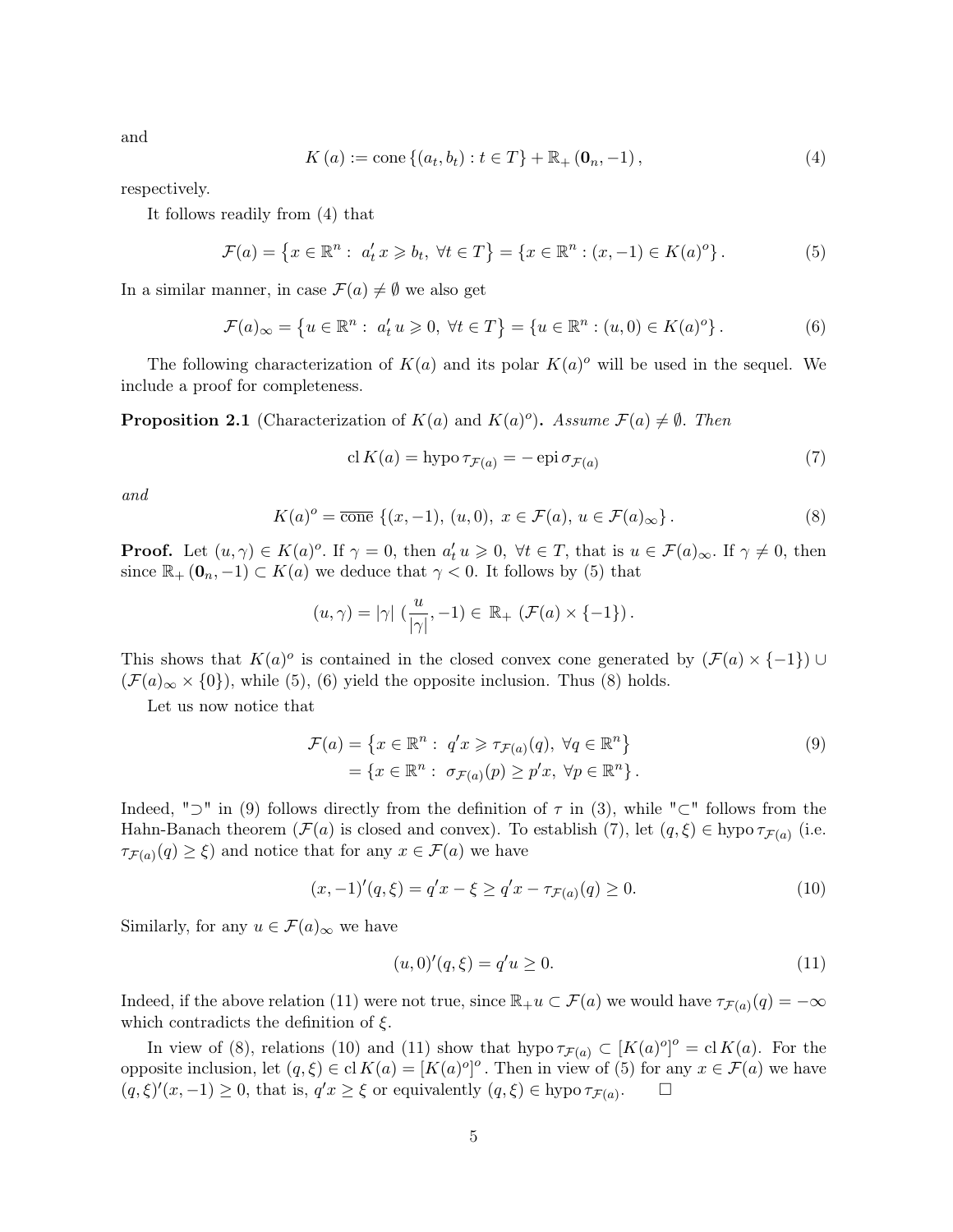and

$$K(a) := \operatorname{cone}\{(a_t, b_t) : t \in T\} + \mathbb{R}_+(\mathbf{0}_n, -1), \tag{4}$$

respectively.

It follows readily from (4) that

$$\mathcal{F}(a) = \{x \in \mathbb{R}^n : \; a_t' x \geqslant b_t, \; \forall t \in T\} = \{x \in \mathbb{R}^n : (x, -1) \in K(a)^o\}. \tag{5}$$

In a similar manner, in case $\mathcal{F}(a) \neq \emptyset$ we also get

$$\mathcal{F}(a)_\infty = \{u \in \mathbb{R}^n : \; a_t' u \geqslant 0, \; \forall t \in T\} = \{u \in \mathbb{R}^n : (u, 0) \in K(a)^o\}. \tag{6}$$

The following characterization of $K(a)$ and its polar $K(a)^o$ will be used in the sequel. We include a proof for completeness.

**Proposition 2.1** (Characterization of $K(a)$ and $K(a)^o$)**.** *Assume $\mathcal{F}(a) \neq \emptyset$. Then*

$$\operatorname{cl} K(a) = \operatorname{hypo} \tau_{\mathcal{F}(a)} = -\operatorname{epi} \sigma_{\mathcal{F}(a)} \tag{7}$$

*and*

$$K(a)^o = \overline{\operatorname{cone}}\, \{(x, -1), \, (u, 0), \; x \in \mathcal{F}(a), \; u \in \mathcal{F}(a)_\infty\}. \tag{8}$$

**Proof.** Let $(u, \gamma) \in K(a)^o$. If $\gamma = 0$, then $a_t' u \geqslant 0, \; \forall t \in T$, that is $u \in \mathcal{F}(a)_\infty$. If $\gamma \neq 0$, then since $\mathbb{R}_+(\mathbf{0}_n, -1) \subset K(a)$ we deduce that $\gamma < 0$. It follows by (5) that

$$(u, \gamma) = |\gamma| \; (\frac{u}{|\gamma|}, -1) \in \mathbb{R}_+ \; (\mathcal{F}(a) \times \{-1\}).$$

This shows that $K(a)^o$ is contained in the closed convex cone generated by $(\mathcal{F}(a) \times \{-1\}) \cup (\mathcal{F}(a)_\infty \times \{0\})$, while (5), (6) yield the opposite inclusion. Thus (8) holds.

Let us now notice that

$$\begin{aligned} \mathcal{F}(a) &= \{x \in \mathbb{R}^n : \; q'x \geqslant \tau_{\mathcal{F}(a)}(q), \; \forall q \in \mathbb{R}^n\} \\ &= \{x \in \mathbb{R}^n : \; \sigma_{\mathcal{F}(a)}(p) \geq p'x, \; \forall p \in \mathbb{R}^n\}. \end{aligned} \tag{9}$$

Indeed, "$\supset$" in (9) follows directly from the definition of $\tau$ in (3), while "$\subset$" follows from the Hahn-Banach theorem ($\mathcal{F}(a)$ is closed and convex). To establish (7), let $(q, \xi) \in \operatorname{hypo} \tau_{\mathcal{F}(a)}$ (i.e. $\tau_{\mathcal{F}(a)}(q) \geq \xi$) and notice that for any $x \in \mathcal{F}(a)$ we have

$$(x, -1)'(q, \xi) = q'x - \xi \geq q'x - \tau_{\mathcal{F}(a)}(q) \geq 0. \tag{10}$$

Similarly, for any $u \in \mathcal{F}(a)_\infty$ we have

$$(u, 0)'(q, \xi) = q'u \geq 0. \tag{11}$$

Indeed, if the above relation (11) were not true, since $\mathbb{R}_+ u \subset \mathcal{F}(a)$ we would have $\tau_{\mathcal{F}(a)}(q) = -\infty$ which contradicts the definition of $\xi$.

In view of (8), relations (10) and (11) show that $\operatorname{hypo} \tau_{\mathcal{F}(a)} \subset [K(a)^o]^o = \operatorname{cl} K(a)$. For the opposite inclusion, let $(q, \xi) \in \operatorname{cl} K(a) = [K(a)^o]^o$. Then in view of (5) for any $x \in \mathcal{F}(a)$ we have $(q, \xi)'(x, -1) \geq 0$, that is, $q'x \geq \xi$ or equivalently $(q, \xi) \in \operatorname{hypo} \tau_{\mathcal{F}(a)}$. $\square$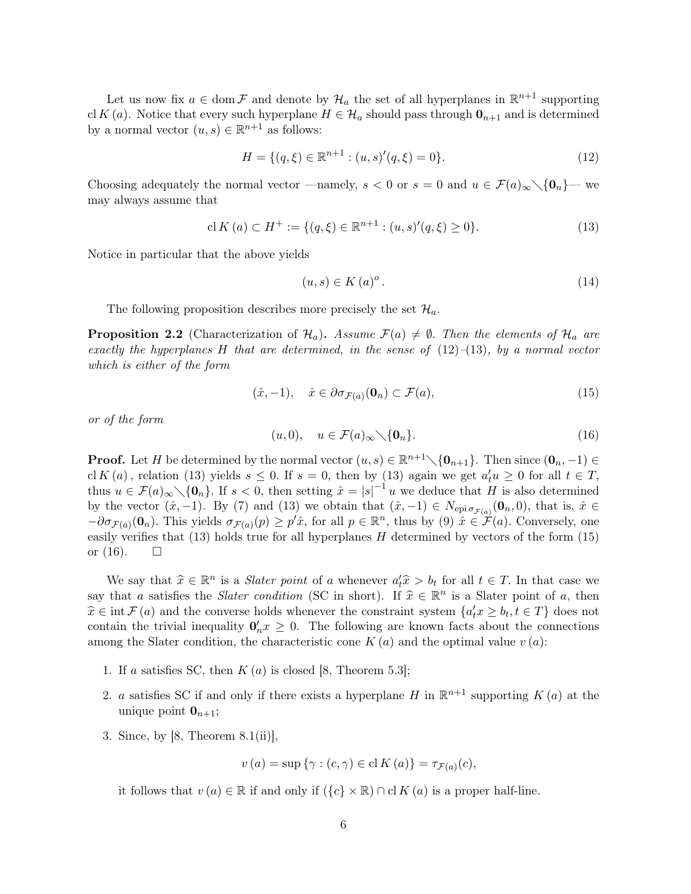Let us now fix $a \in \operatorname{dom} \mathcal{F}$ and denote by $\mathcal{H}_a$ the set of all hyperplanes in $\mathbb{R}^{n+1}$ supporting $\operatorname{cl} K(a)$. Notice that every such hyperplane $H \in \mathcal{H}_a$ should pass through $\mathbf{0}_{n+1}$ and is determined by a normal vector $(u,s) \in \mathbb{R}^{n+1}$ as follows:

$$H = \{(q,\xi) \in \mathbb{R}^{n+1} : (u,s)'(q,\xi) = 0\}. \tag{12}$$

Choosing adequately the normal vector —namely, $s < 0$ or $s = 0$ and $u \in \mathcal{F}(a)_\infty \setminus \{\mathbf{0}_n\}$— we may always assume that

$$\operatorname{cl} K(a) \subset H^+ := \{(q,\xi) \in \mathbb{R}^{n+1} : (u,s)'(q,\xi) \geq 0\}. \tag{13}$$

Notice in particular that the above yields

$$(u,s) \in K(a)^o. \tag{14}$$

The following proposition describes more precisely the set $\mathcal{H}_a$.

**Proposition 2.2** (Characterization of $\mathcal{H}_a$)**.** *Assume $\mathcal{F}(a) \neq \emptyset$. Then the elements of $\mathcal{H}_a$ are exactly the hyperplanes $H$ that are determined, in the sense of (12)–(13), by a normal vector which is either of the form*

$$(\hat{x}, -1), \quad \hat{x} \in \partial\sigma_{\mathcal{F}(a)}(\mathbf{0}_n) \subset \mathcal{F}(a), \tag{15}$$

*or of the form*

$$(u, 0), \quad u \in \mathcal{F}(a)_\infty \setminus \{\mathbf{0}_n\}. \tag{16}$$

**Proof.** Let $H$ be determined by the normal vector $(u,s) \in \mathbb{R}^{n+1} \setminus \{\mathbf{0}_{n+1}\}$. Then since $(\mathbf{0}_n, -1) \in \operatorname{cl} K(a)$, relation (13) yields $s \leq 0$. If $s = 0$, then by (13) again we get $a_t'u \geq 0$ for all $t \in T$, thus $u \in \mathcal{F}(a)_\infty \setminus \{\mathbf{0}_n\}$. If $s < 0$, then setting $\hat{x} = |s|^{-1} u$ we deduce that $H$ is also determined by the vector $(\hat{x}, -1)$. By (7) and (13) we obtain that $(\hat{x}, -1) \in N_{\operatorname{epi} \sigma_{\mathcal{F}(a)}}(\mathbf{0}_n, 0)$, that is, $\hat{x} \in -\partial\sigma_{\mathcal{F}(a)}(\mathbf{0}_n)$. This yields $\sigma_{\mathcal{F}(a)}(p) \geq p'\hat{x}$, for all $p \in \mathbb{R}^n$, thus by (9) $\hat{x} \in \mathcal{F}(a)$. Conversely, one easily verifies that (13) holds true for all hyperplanes $H$ determined by vectors of the form (15) or (16). $\square$

We say that $\widehat{x} \in \mathbb{R}^n$ is a *Slater point* of $a$ whenever $a_t'\widehat{x} > b_t$ for all $t \in T$. In that case we say that $a$ satisfies the *Slater condition* (SC in short). If $\widehat{x} \in \mathbb{R}^n$ is a Slater point of $a$, then $\widehat{x} \in \operatorname{int} \mathcal{F}(a)$ and the converse holds whenever the constraint system $\{a_t'x \geq b_t, t \in T\}$ does not contain the trivial inequality $\mathbf{0}_n'x \geq 0$. The following are known facts about the connections among the Slater condition, the characteristic cone $K(a)$ and the optimal value $v(a)$:

1. If $a$ satisfies SC, then $K(a)$ is closed [8, Theorem 5.3];
2. $a$ satisfies SC if and only if there exists a hyperplane $H$ in $\mathbb{R}^{n+1}$ supporting $K(a)$ at the unique point $\mathbf{0}_{n+1}$;
3. Since, by [8, Theorem 8.1(ii)],

$$v(a) = \sup\{\gamma : (c,\gamma) \in \operatorname{cl} K(a)\} = \tau_{\mathcal{F}(a)}(c),$$

   it follows that $v(a) \in \mathbb{R}$ if and only if $(\{c\} \times \mathbb{R}) \cap \operatorname{cl} K(a)$ is a proper half-line.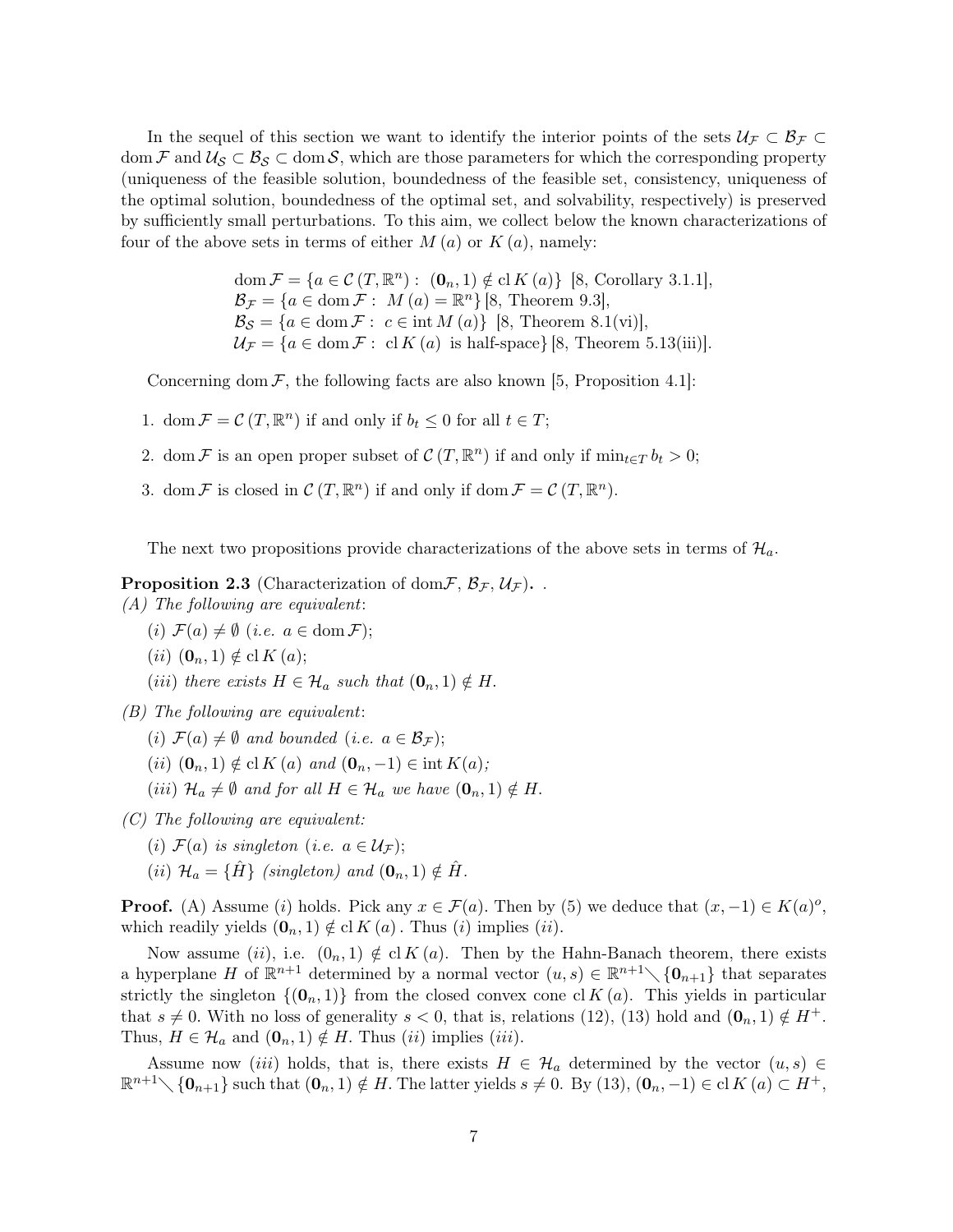In the sequel of this section we want to identify the interior points of the sets $\mathcal{U}_{\mathcal{F}} \subset \mathcal{B}_{\mathcal{F}} \subset \operatorname{dom} \mathcal{F}$ and $\mathcal{U}_{\mathcal{S}} \subset \mathcal{B}_{\mathcal{S}} \subset \operatorname{dom} \mathcal{S}$, which are those parameters for which the corresponding property (uniqueness of the feasible solution, boundedness of the feasible set, consistency, uniqueness of the optimal solution, boundedness of the optimal set, and solvability, respectively) is preserved by sufficiently small perturbations. To this aim, we collect below the known characterizations of four of the above sets in terms of either $M(a)$ or $K(a)$, namely:

$$
\begin{aligned}
&\operatorname{dom} \mathcal{F} = \{a \in \mathcal{C}(T, \mathbb{R}^n) : \ (\mathbf{0}_n, 1) \notin \operatorname{cl} K(a)\} \ \text{[8, Corollary 3.1.1]},\\
&\mathcal{B}_{\mathcal{F}} = \{a \in \operatorname{dom} \mathcal{F} : \ M(a) = \mathbb{R}^n\} \ \text{[8, Theorem 9.3]},\\
&\mathcal{B}_{\mathcal{S}} = \{a \in \operatorname{dom} \mathcal{F} : \ c \in \operatorname{int} M(a)\} \ \text{[8, Theorem 8.1(vi)]},\\
&\mathcal{U}_{\mathcal{F}} = \{a \in \operatorname{dom} \mathcal{F} : \ \operatorname{cl} K(a) \ \text{is half-space}\} \ \text{[8, Theorem 5.13(iii)]}.
\end{aligned}
$$

Concerning $\operatorname{dom} \mathcal{F}$, the following facts are also known [5, Proposition 4.1]:

1. $\operatorname{dom} \mathcal{F} = \mathcal{C}(T, \mathbb{R}^n)$ if and only if $b_t \leq 0$ for all $t \in T$;
2. $\operatorname{dom} \mathcal{F}$ is an open proper subset of $\mathcal{C}(T, \mathbb{R}^n)$ if and only if $\min_{t \in T} b_t > 0$;
3. $\operatorname{dom} \mathcal{F}$ is closed in $\mathcal{C}(T, \mathbb{R}^n)$ if and only if $\operatorname{dom} \mathcal{F} = \mathcal{C}(T, \mathbb{R}^n)$.

The next two propositions provide characterizations of the above sets in terms of $\mathcal{H}_a$.

**Proposition 2.3** (Characterization of dom$\mathcal{F}$, $\mathcal{B}_{\mathcal{F}}$, $\mathcal{U}_{\mathcal{F}}$)**.** .
*(A) The following are equivalent*:

*(i)* $\mathcal{F}(a) \neq \emptyset$ *(i.e.* $a \in \operatorname{dom} \mathcal{F}$*)*;

*(ii)* $(\mathbf{0}_n, 1) \notin \operatorname{cl} K(a)$;

*(iii) there exists* $H \in \mathcal{H}_a$ *such that* $(\mathbf{0}_n, 1) \notin H$.

*(B) The following are equivalent*:

*(i)* $\mathcal{F}(a) \neq \emptyset$ *and bounded (i.e.* $a \in \mathcal{B}_{\mathcal{F}}$*)*;

*(ii)* $(\mathbf{0}_n, 1) \notin \operatorname{cl} K(a)$ *and* $(\mathbf{0}_n, -1) \in \operatorname{int} K(a)$*;*

*(iii)* $\mathcal{H}_a \neq \emptyset$ *and for all* $H \in \mathcal{H}_a$ *we have* $(\mathbf{0}_n, 1) \notin H$.

*(C) The following are equivalent:*

*(i)* $\mathcal{F}(a)$ *is singleton (i.e.* $a \in \mathcal{U}_{\mathcal{F}}$*)*;

*(ii)* $\mathcal{H}_a = \{\hat{H}\}$ *(singleton) and* $(\mathbf{0}_n, 1) \notin \hat{H}$.

**Proof.** (A) Assume $(i)$ holds. Pick any $x \in \mathcal{F}(a)$. Then by (5) we deduce that $(x, -1) \in K(a)^o$, which readily yields $(\mathbf{0}_n, 1) \notin \operatorname{cl} K(a)$. Thus $(i)$ implies $(ii)$.

Now assume $(ii)$, i.e. $(0_n, 1) \notin \operatorname{cl} K(a)$. Then by the Hahn-Banach theorem, there exists a hyperplane $H$ of $\mathbb{R}^{n+1}$ determined by a normal vector $(u, s) \in \mathbb{R}^{n+1} \setminus \{\mathbf{0}_{n+1}\}$ that separates strictly the singleton $\{(\mathbf{0}_n, 1)\}$ from the closed convex cone $\operatorname{cl} K(a)$. This yields in particular that $s \neq 0$. With no loss of generality $s < 0$, that is, relations (12), (13) hold and $(\mathbf{0}_n, 1) \notin H^+$. Thus, $H \in \mathcal{H}_a$ and $(\mathbf{0}_n, 1) \notin H$. Thus $(ii)$ implies $(iii)$.

Assume now $(iii)$ holds, that is, there exists $H \in \mathcal{H}_a$ determined by the vector $(u, s) \in \mathbb{R}^{n+1} \setminus \{\mathbf{0}_{n+1}\}$ such that $(\mathbf{0}_n, 1) \notin H$. The latter yields $s \neq 0$. By (13), $(\mathbf{0}_n, -1) \in \operatorname{cl} K(a) \subset H^+$,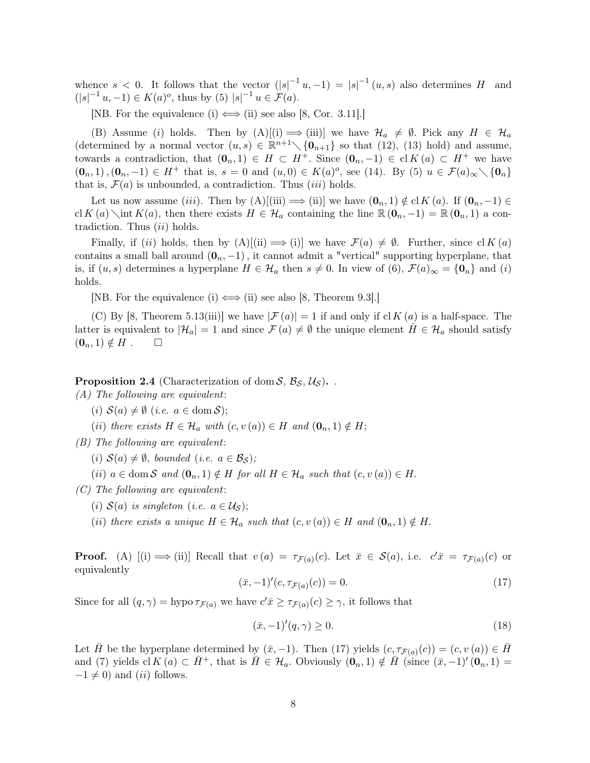whence $s < 0$. It follows that the vector $(|s|^{-1} u, -1) = |s|^{-1} (u, s)$ also determines $H$ and $(|s|^{-1} u, -1) \in K(a)^o$, thus by (5) $|s|^{-1} u \in \mathcal{F}(a)$.

[NB. For the equivalence (i) $\Longleftrightarrow$ (ii) see also [8, Cor. 3.11].]

(B) Assume $(i)$ holds. Then by (A)[(i) $\Longrightarrow$ (iii)] we have $\mathcal{H}_a \neq \emptyset$. Pick any $H \in \mathcal{H}_a$ (determined by a normal vector $(u, s) \in \mathbb{R}^{n+1} \setminus \{\mathbf{0}_{n+1}\}$ so that (12), (13) hold) and assume, towards a contradiction, that $(\mathbf{0}_n, 1) \in H \subset H^+$. Since $(\mathbf{0}_n, -1) \in \operatorname{cl} K(a) \subset H^+$ we have $(\mathbf{0}_n, 1), (\mathbf{0}_n, -1) \in H^+$ that is, $s = 0$ and $(u, 0) \in K(a)^o$, see (14). By (5) $u \in \mathcal{F}(a)_\infty \setminus \{\mathbf{0}_n\}$ that is, $\mathcal{F}(a)$ is unbounded, a contradiction. Thus $(iii)$ holds.

Let us now assume $(iii)$. Then by (A)[(iii) $\Longrightarrow$ (ii)] we have $(\mathbf{0}_n, 1) \notin \operatorname{cl} K(a)$. If $(\mathbf{0}_n, -1) \in \operatorname{cl} K(a) \setminus \operatorname{int} K(a)$, then there exists $H \in \mathcal{H}_a$ containing the line $\mathbb{R}(\mathbf{0}_n, -1) = \mathbb{R}(\mathbf{0}_n, 1)$ a contradiction. Thus $(ii)$ holds.

Finally, if $(ii)$ holds, then by (A)[(ii) $\Longrightarrow$ (i)] we have $\mathcal{F}(a) \neq \emptyset$. Further, since $\operatorname{cl} K(a)$ contains a small ball around $(\mathbf{0}_n, -1)$, it cannot admit a "vertical" supporting hyperplane, that is, if $(u, s)$ determines a hyperplane $H \in \mathcal{H}_a$ then $s \neq 0$. In view of (6), $\mathcal{F}(a)_\infty = \{\mathbf{0}_n\}$ and $(i)$ holds.

[NB. For the equivalence (i) $\Longleftrightarrow$ (ii) see also [8, Theorem 9.3].]

(C) By [8, Theorem 5.13(iii)] we have $|\mathcal{F}(a)| = 1$ if and only if $\operatorname{cl} K(a)$ is a half-space. The latter is equivalent to $|\mathcal{H}_a| = 1$ and since $\mathcal{F}(a) \neq \emptyset$ the unique element $\hat{H} \in \mathcal{H}_a$ should satisfy $(\mathbf{0}_n, 1) \notin H$ . $\square$

**Proposition 2.4** (Characterization of $\operatorname{dom} \mathcal{S}$, $\mathcal{B}_\mathcal{S}$, $\mathcal{U}_\mathcal{S}$). .

*(A) The following are equivalent*:

$(i)$ $\mathcal{S}(a) \neq \emptyset$ *(i.e.* $a \in \operatorname{dom} \mathcal{S}$);

$(ii)$ *there exists* $H \in \mathcal{H}_a$ *with* $(c, v(a)) \in H$ *and* $(\mathbf{0}_n, 1) \notin H$;

*(B) The following are equivalent*:

$(i)$ $\mathcal{S}(a) \neq \emptyset$*, bounded (i.e.* $a \in \mathcal{B}_\mathcal{S}$*);*

$(ii)$ $a \in \operatorname{dom} \mathcal{S}$ *and* $(\mathbf{0}_n, 1) \notin H$ *for all* $H \in \mathcal{H}_a$ *such that* $(c, v(a)) \in H$.

*(C) The following are equivalent*:

$(i)$ $\mathcal{S}(a)$ *is singleton (i.e.* $a \in \mathcal{U}_\mathcal{S}$);

$(ii)$ *there exists a unique* $H \in \mathcal{H}_a$ *such that* $(c, v(a)) \in H$ *and* $(\mathbf{0}_n, 1) \notin H$.

**Proof.** (A) [(i) $\Longrightarrow$ (ii)] Recall that $v(a) = \tau_{\mathcal{F}(a)}(c)$. Let $\bar{x} \in \mathcal{S}(a)$, i.e. $c'\bar{x} = \tau_{\mathcal{F}(a)}(c)$ or equivalently

$$(\bar{x}, -1)'(c, \tau_{\mathcal{F}(a)}(c)) = 0. \tag{17}$$

Since for all $(q, \gamma) = \operatorname{hypo} \tau_{\mathcal{F}(a)}$ we have $c'\bar{x} \geq \tau_{\mathcal{F}(a)}(c) \geq \gamma$, it follows that

$$(\bar{x}, -1)'(q, \gamma) \geq 0. \tag{18}$$

Let $\bar{H}$ be the hyperplane determined by $(\bar{x}, -1)$. Then (17) yields $(c, \tau_{\mathcal{F}(a)}(c)) = (c, v(a)) \in \bar{H}$ and (7) yields $\operatorname{cl} K(a) \subset \bar{H}^+$, that is $\bar{H} \in \mathcal{H}_a$. Obviously $(\mathbf{0}_n, 1) \notin \bar{H}$ (since $(\bar{x}, -1)'(\mathbf{0}_n, 1) = -1 \neq 0$) and $(ii)$ follows.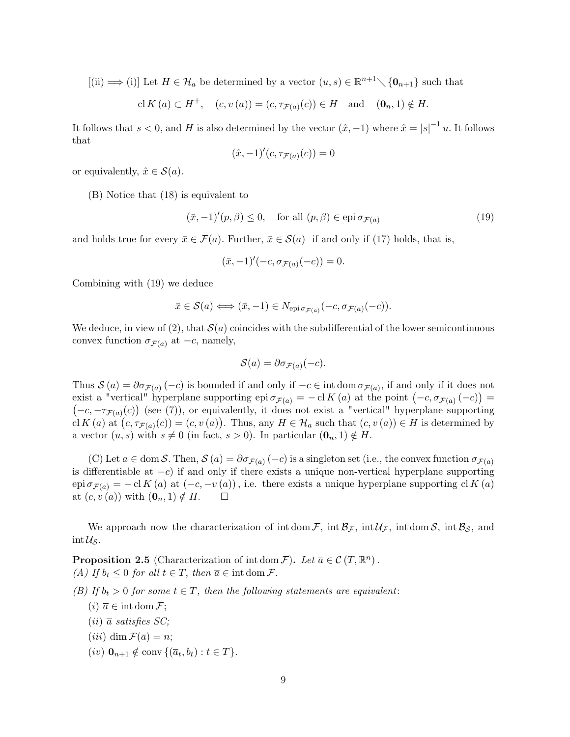[(ii) $\Longrightarrow$ (i)] Let $H \in \mathcal{H}_a$ be determined by a vector $(u, s) \in \mathbb{R}^{n+1} \setminus \{\mathbf{0}_{n+1}\}$ such that

$$\operatorname{cl} K(a) \subset H^+, \quad (c, v(a)) = (c, \tau_{\mathcal{F}(a)}(c)) \in H \quad \text{and} \quad (\mathbf{0}_n, 1) \notin H.$$

It follows that $s < 0$, and $H$ is also determined by the vector $(\hat{x}, -1)$ where $\hat{x} = |s|^{-1} u$. It follows that

$$(\hat{x}, -1)'(c, \tau_{\mathcal{F}(a)}(c)) = 0$$

or equivalently, $\hat{x} \in \mathcal{S}(a)$.

(B) Notice that (18) is equivalent to

$$(\bar{x}, -1)'(p, \beta) \leq 0, \quad \text{for all } (p, \beta) \in \operatorname{epi} \sigma_{\mathcal{F}(a)} \tag{19}$$

and holds true for every $\bar{x} \in \mathcal{F}(a)$. Further, $\bar{x} \in \mathcal{S}(a)$ if and only if (17) holds, that is,

$$(\bar{x}, -1)'(-c, \sigma_{\mathcal{F}(a)}(-c)) = 0.$$

Combining with (19) we deduce

$$\bar{x} \in \mathcal{S}(a) \Longleftrightarrow (\bar{x}, -1) \in N_{\operatorname{epi} \sigma_{\mathcal{F}(a)}}(-c, \sigma_{\mathcal{F}(a)}(-c)).$$

We deduce, in view of (2), that $\mathcal{S}(a)$ coincides with the subdifferential of the lower semicontinuous convex function $\sigma_{\mathcal{F}(a)}$ at $-c$, namely,

$$\mathcal{S}(a) = \partial \sigma_{\mathcal{F}(a)}(-c).$$

Thus $\mathcal{S}(a) = \partial \sigma_{\mathcal{F}(a)}(-c)$ is bounded if and only if $-c \in \operatorname{int} \operatorname{dom} \sigma_{\mathcal{F}(a)}$, if and only if it does not exist a "vertical" hyperplane supporting $\operatorname{epi} \sigma_{\mathcal{F}(a)} = -\operatorname{cl} K(a)$ at the point $(-c, \sigma_{\mathcal{F}(a)}(-c)) = (-c, -\tau_{\mathcal{F}(a)}(c))$ (see (7)), or equivalently, it does not exist a "vertical" hyperplane supporting $\operatorname{cl} K(a)$ at $(c, \tau_{\mathcal{F}(a)}(c)) = (c, v(a))$. Thus, any $H \in \mathcal{H}_a$ such that $(c, v(a)) \in H$ is determined by a vector $(u, s)$ with $s \neq 0$ (in fact, $s > 0$). In particular $(\mathbf{0}_n, 1) \notin H$.

(C) Let $a \in \operatorname{dom} \mathcal{S}$. Then, $\mathcal{S}(a) = \partial \sigma_{\mathcal{F}(a)}(-c)$ is a singleton set (i.e., the convex function $\sigma_{\mathcal{F}(a)}$ is differentiable at $-c$) if and only if there exists a unique non-vertical hyperplane supporting $\operatorname{epi} \sigma_{\mathcal{F}(a)} = -\operatorname{cl} K(a)$ at $(-c, -v(a))$, i.e. there exists a unique hyperplane supporting $\operatorname{cl} K(a)$ at $(c, v(a))$ with $(\mathbf{0}_n, 1) \notin H$. $\square$

We approach now the characterization of $\operatorname{int} \operatorname{dom} \mathcal{F}$, $\operatorname{int} \mathcal{B}_{\mathcal{F}}$, $\operatorname{int} \mathcal{U}_{\mathcal{F}}$, $\operatorname{int} \operatorname{dom} \mathcal{S}$, $\operatorname{int} \mathcal{B}_{\mathcal{S}}$, and $\operatorname{int} \mathcal{U}_{\mathcal{S}}$.

**Proposition 2.5** (Characterization of $\operatorname{int} \operatorname{dom} \mathcal{F}$)**.** *Let $\overline{a} \in \mathcal{C}(T, \mathbb{R}^n)$.*
*(A) If $b_t \leq 0$ for all $t \in T$, then $\overline{a} \in \operatorname{int} \operatorname{dom} \mathcal{F}$.*

*(B) If $b_t > 0$ for some $t \in T$, then the following statements are equivalent:*

*(i) $\overline{a} \in \operatorname{int} \operatorname{dom} \mathcal{F}$;*

*(ii) $\overline{a}$ satisfies SC;*

*(iii) $\dim \mathcal{F}(\overline{a}) = n$;*

*(iv) $\mathbf{0}_{n+1} \notin \operatorname{conv} \{(\overline{a}_t, b_t) : t \in T\}$.*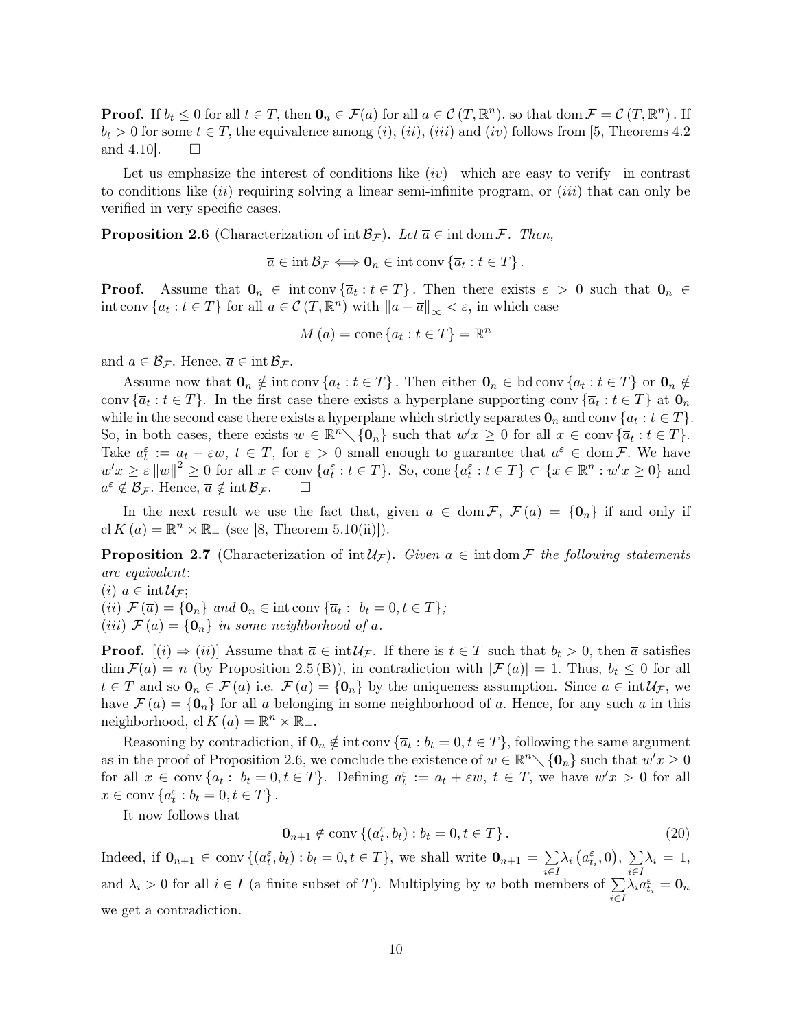**Proof.** If $b_t \leq 0$ for all $t \in T$, then $\mathbf{0}_n \in \mathcal{F}(a)$ for all $a \in \mathcal{C}(T, \mathbb{R}^n)$, so that $\operatorname{dom} \mathcal{F} = \mathcal{C}(T, \mathbb{R}^n)$. If $b_t > 0$ for some $t \in T$, the equivalence among $(i)$, $(ii)$, $(iii)$ and $(iv)$ follows from [5, Theorems 4.2 and 4.10]. $\square$

Let us emphasize the interest of conditions like $(iv)$ –which are easy to verify– in contrast to conditions like $(ii)$ requiring solving a linear semi-infinite program, or $(iii)$ that can only be verified in very specific cases.

**Proposition 2.6** (Characterization of $\operatorname{int} \mathcal{B}_{\mathcal{F}}$)**.** *Let $\overline{a} \in \operatorname{int} \operatorname{dom} \mathcal{F}$. Then,*

$$\overline{a} \in \operatorname{int} \mathcal{B}_{\mathcal{F}} \Longleftrightarrow \mathbf{0}_n \in \operatorname{int} \operatorname{conv} \{\overline{a}_t : t \in T\}.$$

**Proof.** Assume that $\mathbf{0}_n \in \operatorname{int} \operatorname{conv} \{\overline{a}_t : t \in T\}$. Then there exists $\varepsilon > 0$ such that $\mathbf{0}_n \in \operatorname{int} \operatorname{conv} \{a_t : t \in T\}$ for all $a \in \mathcal{C}(T, \mathbb{R}^n)$ with $\|a - \overline{a}\|_\infty < \varepsilon$, in which case

$$M(a) = \operatorname{cone} \{a_t : t \in T\} = \mathbb{R}^n$$

and $a \in \mathcal{B}_{\mathcal{F}}$. Hence, $\overline{a} \in \operatorname{int} \mathcal{B}_{\mathcal{F}}$.

Assume now that $\mathbf{0}_n \notin \operatorname{int} \operatorname{conv} \{\overline{a}_t : t \in T\}$. Then either $\mathbf{0}_n \in \operatorname{bd} \operatorname{conv} \{\overline{a}_t : t \in T\}$ or $\mathbf{0}_n \notin \operatorname{conv} \{\overline{a}_t : t \in T\}$. In the first case there exists a hyperplane supporting $\operatorname{conv} \{\overline{a}_t : t \in T\}$ at $\mathbf{0}_n$ while in the second case there exists a hyperplane which strictly separates $\mathbf{0}_n$ and $\operatorname{conv} \{\overline{a}_t : t \in T\}$. So, in both cases, there exists $w \in \mathbb{R}^n \setminus \{\mathbf{0}_n\}$ such that $w'x \geq 0$ for all $x \in \operatorname{conv} \{\overline{a}_t : t \in T\}$. Take $a_t^\varepsilon := \overline{a}_t + \varepsilon w$, $t \in T$, for $\varepsilon > 0$ small enough to guarantee that $a^\varepsilon \in \operatorname{dom} \mathcal{F}$. We have $w'x \geq \varepsilon \|w\|^2 \geq 0$ for all $x \in \operatorname{conv} \{a_t^\varepsilon : t \in T\}$. So, $\operatorname{cone} \{a_t^\varepsilon : t \in T\} \subset \{x \in \mathbb{R}^n : w'x \geq 0\}$ and $a^\varepsilon \notin \mathcal{B}_{\mathcal{F}}$. Hence, $\overline{a} \notin \operatorname{int} \mathcal{B}_{\mathcal{F}}$. $\square$

In the next result we use the fact that, given $a \in \operatorname{dom} \mathcal{F}$, $\mathcal{F}(a) = \{\mathbf{0}_n\}$ if and only if $\operatorname{cl} K(a) = \mathbb{R}^n \times \mathbb{R}_-$ (see [8, Theorem 5.10(ii)]).

**Proposition 2.7** (Characterization of $\operatorname{int} \mathcal{U}_{\mathcal{F}}$)**.** *Given $\overline{a} \in \operatorname{int} \operatorname{dom} \mathcal{F}$ the following statements are equivalent*:
$(i)$ *$\overline{a} \in \operatorname{int} \mathcal{U}_{\mathcal{F}}$;*
$(ii)$ *$\mathcal{F}(\overline{a}) = \{\mathbf{0}_n\}$ and $\mathbf{0}_n \in \operatorname{int} \operatorname{conv} \{\overline{a}_t : \ b_t = 0, t \in T\}$;*
$(iii)$ *$\mathcal{F}(a) = \{\mathbf{0}_n\}$ in some neighborhood of $\overline{a}$.*

**Proof.** $[(i) \Rightarrow (ii)]$ Assume that $\overline{a} \in \operatorname{int} \mathcal{U}_{\mathcal{F}}$. If there is $t \in T$ such that $b_t > 0$, then $\overline{a}$ satisfies $\dim \mathcal{F}(\overline{a}) = n$ (by Proposition 2.5 (B)), in contradiction with $|\mathcal{F}(\overline{a})| = 1$. Thus, $b_t \leq 0$ for all $t \in T$ and so $\mathbf{0}_n \in \mathcal{F}(\overline{a})$ i.e. $\mathcal{F}(\overline{a}) = \{\mathbf{0}_n\}$ by the uniqueness assumption. Since $\overline{a} \in \operatorname{int} \mathcal{U}_{\mathcal{F}}$, we have $\mathcal{F}(a) = \{\mathbf{0}_n\}$ for all $a$ belonging in some neighborhood of $\overline{a}$. Hence, for any such $a$ in this neighborhood, $\operatorname{cl} K(a) = \mathbb{R}^n \times \mathbb{R}_-$.

Reasoning by contradiction, if $\mathbf{0}_n \notin \operatorname{int} \operatorname{conv} \{\overline{a}_t : b_t = 0, t \in T\}$, following the same argument as in the proof of Proposition 2.6, we conclude the existence of $w \in \mathbb{R}^n \setminus \{\mathbf{0}_n\}$ such that $w'x \geq 0$ for all $x \in \operatorname{conv} \{\overline{a}_t : \ b_t = 0, t \in T\}$. Defining $a_t^\varepsilon := \overline{a}_t + \varepsilon w$, $t \in T$, we have $w'x > 0$ for all $x \in \operatorname{conv} \{a_t^\varepsilon : b_t = 0, t \in T\}$.

It now follows that

$$\mathbf{0}_{n+1} \notin \operatorname{conv} \{(a_t^\varepsilon, b_t) : b_t = 0, t \in T\}. \tag{20}$$

Indeed, if $\mathbf{0}_{n+1} \in \operatorname{conv} \{(a_t^\varepsilon, b_t) : b_t = 0, t \in T\}$, we shall write $\mathbf{0}_{n+1} = \sum_{i \in I} \lambda_i \left(a_{t_i}^\varepsilon, 0\right)$, $\sum_{i \in I} \lambda_i = 1$, and $\lambda_i > 0$ for all $i \in I$ (a finite subset of $T$). Multiplying by $w$ both members of $\sum_{i \in I} \lambda_i a_{t_i}^\varepsilon = \mathbf{0}_n$ we get a contradiction.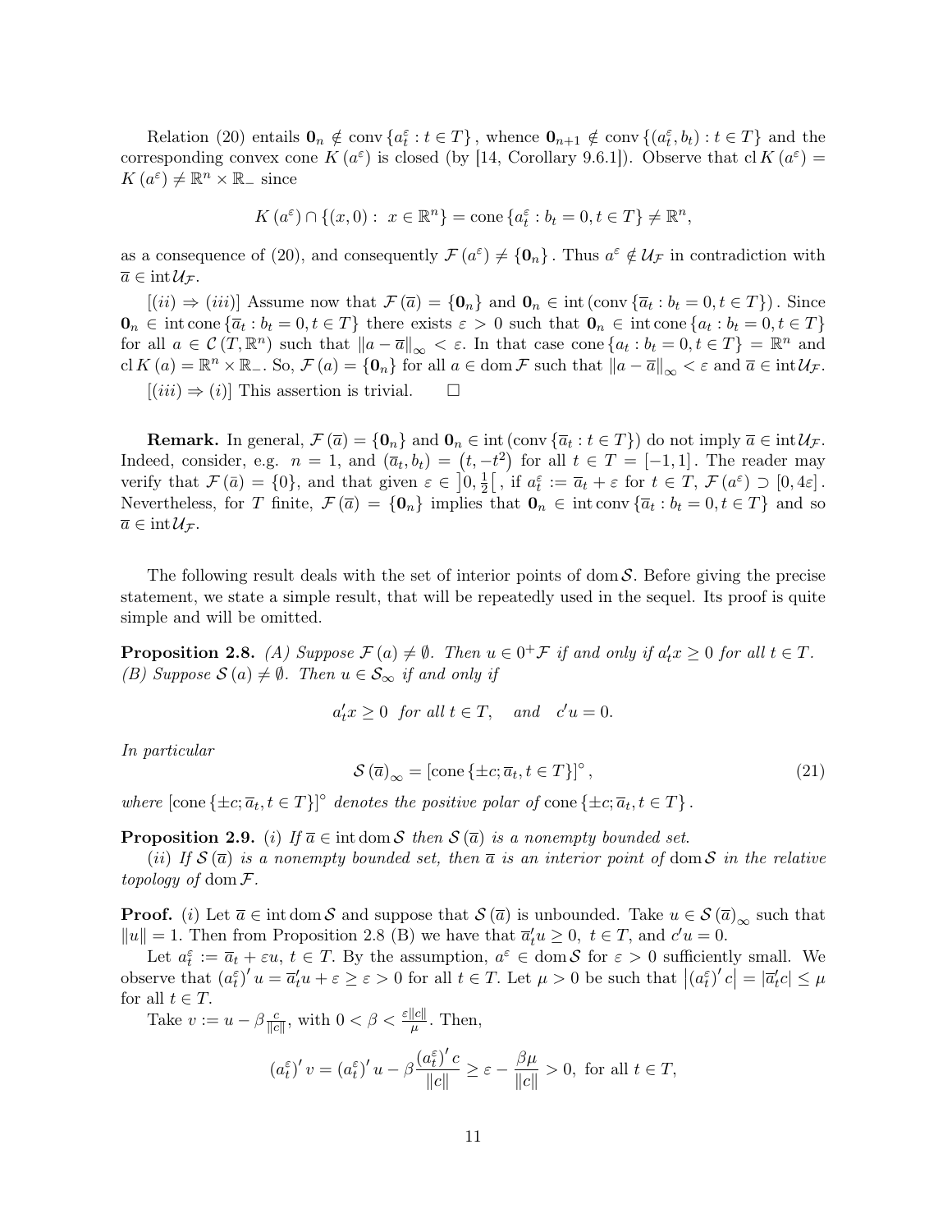Relation (20) entails $\mathbf{0}_n \notin \operatorname{conv}\{a_t^\varepsilon : t \in T\}$, whence $\mathbf{0}_{n+1} \notin \operatorname{conv}\{(a_t^\varepsilon, b_t) : t \in T\}$ and the corresponding convex cone $K(a^\varepsilon)$ is closed (by [14, Corollary 9.6.1]). Observe that $\operatorname{cl} K(a^\varepsilon) = K(a^\varepsilon) \neq \mathbb{R}^n \times \mathbb{R}_-$ since

$$K(a^\varepsilon) \cap \{(x,0) : \ x \in \mathbb{R}^n\} = \operatorname{cone}\{a_t^\varepsilon : b_t = 0, t \in T\} \neq \mathbb{R}^n,$$

as a consequence of (20), and consequently $\mathcal{F}(a^\varepsilon) \neq \{\mathbf{0}_n\}$. Thus $a^\varepsilon \notin \mathcal{U}_{\mathcal{F}}$ in contradiction with $\overline{a} \in \operatorname{int} \mathcal{U}_{\mathcal{F}}$.

$[(ii) \Rightarrow (iii)]$ Assume now that $\mathcal{F}(\overline{a}) = \{\mathbf{0}_n\}$ and $\mathbf{0}_n \in \operatorname{int}(\operatorname{conv}\{\overline{a}_t : b_t = 0, t \in T\})$. Since $\mathbf{0}_n \in \operatorname{int} \operatorname{cone}\{\overline{a}_t : b_t = 0, t \in T\}$ there exists $\varepsilon > 0$ such that $\mathbf{0}_n \in \operatorname{int} \operatorname{cone}\{a_t : b_t = 0, t \in T\}$ for all $a \in \mathcal{C}(T, \mathbb{R}^n)$ such that $\|a - \overline{a}\|_\infty < \varepsilon$. In that case $\operatorname{cone}\{a_t : b_t = 0, t \in T\} = \mathbb{R}^n$ and $\operatorname{cl} K(a) = \mathbb{R}^n \times \mathbb{R}_-$. So, $\mathcal{F}(a) = \{\mathbf{0}_n\}$ for all $a \in \operatorname{dom} \mathcal{F}$ such that $\|a - \overline{a}\|_\infty < \varepsilon$ and $\overline{a} \in \operatorname{int} \mathcal{U}_{\mathcal{F}}$.

$[(iii) \Rightarrow (i)]$ This assertion is trivial. $\square$

**Remark.** In general, $\mathcal{F}(\overline{a}) = \{\mathbf{0}_n\}$ and $\mathbf{0}_n \in \operatorname{int}(\operatorname{conv}\{\overline{a}_t : t \in T\})$ do not imply $\overline{a} \in \operatorname{int} \mathcal{U}_{\mathcal{F}}$. Indeed, consider, e.g. $n = 1$, and $(\overline{a}_t, b_t) = (t, -t^2)$ for all $t \in T = [-1, 1]$. The reader may verify that $\mathcal{F}(\bar{a}) = \{0\}$, and that given $\varepsilon \in \left]0, \frac{1}{2}\right[$, if $a_t^\varepsilon := \overline{a}_t + \varepsilon$ for $t \in T$, $\mathcal{F}(a^\varepsilon) \supset [0, 4\varepsilon]$. Nevertheless, for $T$ finite, $\mathcal{F}(\overline{a}) = \{\mathbf{0}_n\}$ implies that $\mathbf{0}_n \in \operatorname{int} \operatorname{conv}\{\overline{a}_t : b_t = 0, t \in T\}$ and so $\overline{a} \in \operatorname{int} \mathcal{U}_{\mathcal{F}}$.

The following result deals with the set of interior points of $\operatorname{dom} \mathcal{S}$. Before giving the precise statement, we state a simple result, that will be repeatedly used in the sequel. Its proof is quite simple and will be omitted.

**Proposition 2.8.** *(A) Suppose $\mathcal{F}(a) \neq \emptyset$. Then $u \in 0^+\mathcal{F}$ if and only if $a_t'x \geq 0$ for all $t \in T$.*
*(B) Suppose $\mathcal{S}(a) \neq \emptyset$. Then $u \in \mathcal{S}_\infty$ if and only if*

$$a_t'x \geq 0 \ \text{ for all } t \in T, \quad \text{ and } \quad c'u = 0.$$

*In particular*

$$\mathcal{S}(\overline{a})_\infty = [\operatorname{cone}\{\pm c; \overline{a}_t, t \in T\}]^\circ, \tag{21}$$

*where $[\operatorname{cone}\{\pm c; \overline{a}_t, t \in T\}]^\circ$ denotes the positive polar of $\operatorname{cone}\{\pm c; \overline{a}_t, t \in T\}$.*

**Proposition 2.9.** *(i) If $\overline{a} \in \operatorname{int} \operatorname{dom} \mathcal{S}$ then $\mathcal{S}(\overline{a})$ is a nonempty bounded set.*
*(ii) If $\mathcal{S}(\overline{a})$ is a nonempty bounded set, then $\overline{a}$ is an interior point of $\operatorname{dom} \mathcal{S}$ in the relative topology of $\operatorname{dom} \mathcal{F}$.*

**Proof.** $(i)$ Let $\overline{a} \in \operatorname{int} \operatorname{dom} \mathcal{S}$ and suppose that $\mathcal{S}(\overline{a})$ is unbounded. Take $u \in \mathcal{S}(\overline{a})_\infty$ such that $\|u\| = 1$. Then from Proposition 2.8 (B) we have that $\overline{a}_t'u \geq 0$, $t \in T$, and $c'u = 0$.

Let $a_t^\varepsilon := \overline{a}_t + \varepsilon u$, $t \in T$. By the assumption, $a^\varepsilon \in \operatorname{dom} \mathcal{S}$ for $\varepsilon > 0$ sufficiently small. We observe that $(a_t^\varepsilon)' u = \overline{a}_t' u + \varepsilon \geq \varepsilon > 0$ for all $t \in T$. Let $\mu > 0$ be such that $\left|(a_t^\varepsilon)' c\right| = |\overline{a}_t' c| \leq \mu$ for all $t \in T$.

Take $v := u - \beta \frac{c}{\|c\|}$, with $0 < \beta < \frac{\varepsilon \|c\|}{\mu}$. Then,

$$(a_t^\varepsilon)' v = (a_t^\varepsilon)' u - \beta \frac{(a_t^\varepsilon)' c}{\|c\|} \geq \varepsilon - \frac{\beta \mu}{\|c\|} > 0, \text{ for all } t \in T,$$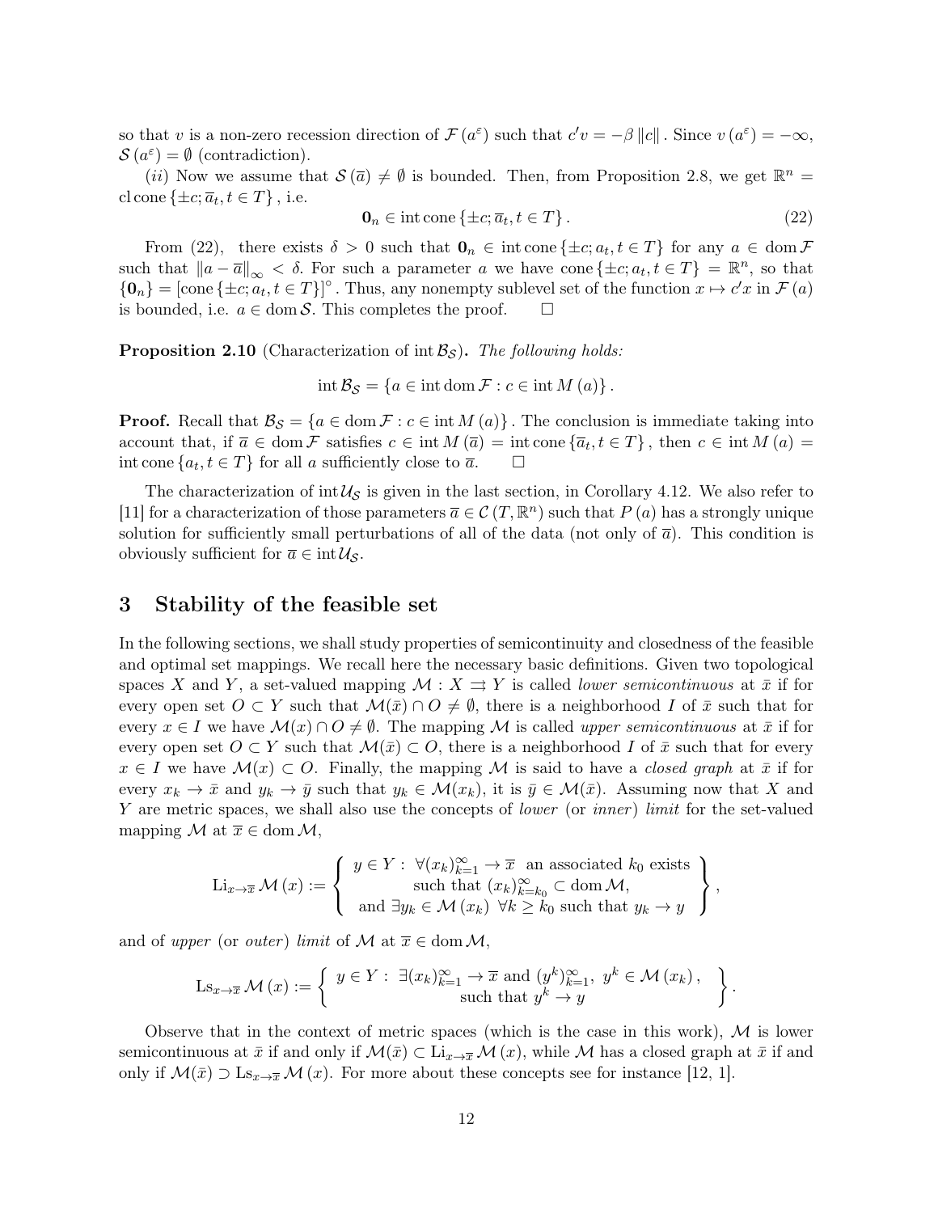so that $v$ is a non-zero recession direction of $\mathcal{F}(a^{\varepsilon})$ such that $c'v = -\beta \|c\|$. Since $v(a^{\varepsilon}) = -\infty$, $\mathcal{S}(a^{\varepsilon}) = \emptyset$ (contradiction).

(*ii*) Now we assume that $\mathcal{S}(\overline{a}) \neq \emptyset$ is bounded. Then, from Proposition 2.8, we get $\mathbb{R}^n = \operatorname{cl}\operatorname{cone}\{\pm c; \overline{a}_t, t \in T\}$, i.e.

$$\mathbf{0}_n \in \operatorname{int}\operatorname{cone}\{\pm c; \overline{a}_t, t \in T\}. \tag{22}$$

From (22), there exists $\delta > 0$ such that $\mathbf{0}_n \in \operatorname{int}\operatorname{cone}\{\pm c; a_t, t \in T\}$ for any $a \in \operatorname{dom}\mathcal{F}$ such that $\|a - \overline{a}\|_{\infty} < \delta$. For such a parameter $a$ we have $\operatorname{cone}\{\pm c; a_t, t \in T\} = \mathbb{R}^n$, so that $\{\mathbf{0}_n\} = [\operatorname{cone}\{\pm c; a_t, t \in T\}]^{\circ}$. Thus, any nonempty sublevel set of the function $x \mapsto c'x$ in $\mathcal{F}(a)$ is bounded, i.e. $a \in \operatorname{dom}\mathcal{S}$. This completes the proof. $\square$

**Proposition 2.10** (Characterization of $\operatorname{int}\mathcal{B}_{\mathcal{S}}$). *The following holds:*

$$\operatorname{int}\mathcal{B}_{\mathcal{S}} = \{a \in \operatorname{int}\operatorname{dom}\mathcal{F} : c \in \operatorname{int}M(a)\}.$$

**Proof.** Recall that $\mathcal{B}_{\mathcal{S}} = \{a \in \operatorname{dom}\mathcal{F} : c \in \operatorname{int}M(a)\}$. The conclusion is immediate taking into account that, if $\overline{a} \in \operatorname{dom}\mathcal{F}$ satisfies $c \in \operatorname{int}M(\overline{a}) = \operatorname{int}\operatorname{cone}\{\overline{a}_t, t \in T\}$, then $c \in \operatorname{int}M(a) = \operatorname{int}\operatorname{cone}\{a_t, t \in T\}$ for all $a$ sufficiently close to $\overline{a}$. $\square$

The characterization of $\operatorname{int}\mathcal{U}_{\mathcal{S}}$ is given in the last section, in Corollary 4.12. We also refer to [11] for a characterization of those parameters $\overline{a} \in \mathcal{C}(T, \mathbb{R}^n)$ such that $P(a)$ has a strongly unique solution for sufficiently small perturbations of all of the data (not only of $\overline{a}$). This condition is obviously sufficient for $\overline{a} \in \operatorname{int}\mathcal{U}_{\mathcal{S}}$.

# 3 Stability of the feasible set

In the following sections, we shall study properties of semicontinuity and closedness of the feasible and optimal set mappings. We recall here the necessary basic definitions. Given two topological spaces $X$ and $Y$, a set-valued mapping $\mathcal{M} : X \rightrightarrows Y$ is called *lower semicontinuous* at $\bar{x}$ if for every open set $O \subset Y$ such that $\mathcal{M}(\bar{x}) \cap O \neq \emptyset$, there is a neighborhood $I$ of $\bar{x}$ such that for every $x \in I$ we have $\mathcal{M}(x) \cap O \neq \emptyset$. The mapping $\mathcal{M}$ is called *upper semicontinuous* at $\bar{x}$ if for every open set $O \subset Y$ such that $\mathcal{M}(\bar{x}) \subset O$, there is a neighborhood $I$ of $\bar{x}$ such that for every $x \in I$ we have $\mathcal{M}(x) \subset O$. Finally, the mapping $\mathcal{M}$ is said to have a *closed graph* at $\bar{x}$ if for every $x_k \to \bar{x}$ and $y_k \to \bar{y}$ such that $y_k \in \mathcal{M}(x_k)$, it is $\bar{y} \in \mathcal{M}(\bar{x})$. Assuming now that $X$ and $Y$ are metric spaces, we shall also use the concepts of *lower* (or *inner*) *limit* for the set-valued mapping $\mathcal{M}$ at $\overline{x} \in \operatorname{dom}\mathcal{M}$,

$$\operatorname{Li}_{x \to \overline{x}} \mathcal{M}(x) := \left\{ \begin{array}{c} y \in Y : \ \forall (x_k)_{k=1}^{\infty} \to \overline{x} \ \text{ an associated } k_0 \text{ exists} \\ \text{such that } (x_k)_{k=k_0}^{\infty} \subset \operatorname{dom}\mathcal{M}, \\ \text{and } \exists y_k \in \mathcal{M}(x_k) \ \forall k \geq k_0 \text{ such that } y_k \to y \end{array} \right\},$$

and of *upper* (or *outer*) *limit* of $\mathcal{M}$ at $\overline{x} \in \operatorname{dom}\mathcal{M}$,

$$\operatorname{Ls}_{x \to \overline{x}} \mathcal{M}(x) := \left\{ \begin{array}{c} y \in Y : \ \exists (x_k)_{k=1}^{\infty} \to \overline{x} \text{ and } (y^k)_{k=1}^{\infty}, \ y^k \in \mathcal{M}(x_k), \\ \text{such that } y^k \to y \end{array} \right\}.$$

Observe that in the context of metric spaces (which is the case in this work), $\mathcal{M}$ is lower semicontinuous at $\bar{x}$ if and only if $\mathcal{M}(\bar{x}) \subset \operatorname{Li}_{x \to \overline{x}} \mathcal{M}(x)$, while $\mathcal{M}$ has a closed graph at $\bar{x}$ if and only if $\mathcal{M}(\bar{x}) \supset \operatorname{Ls}_{x \to \overline{x}} \mathcal{M}(x)$. For more about these concepts see for instance [12, 1].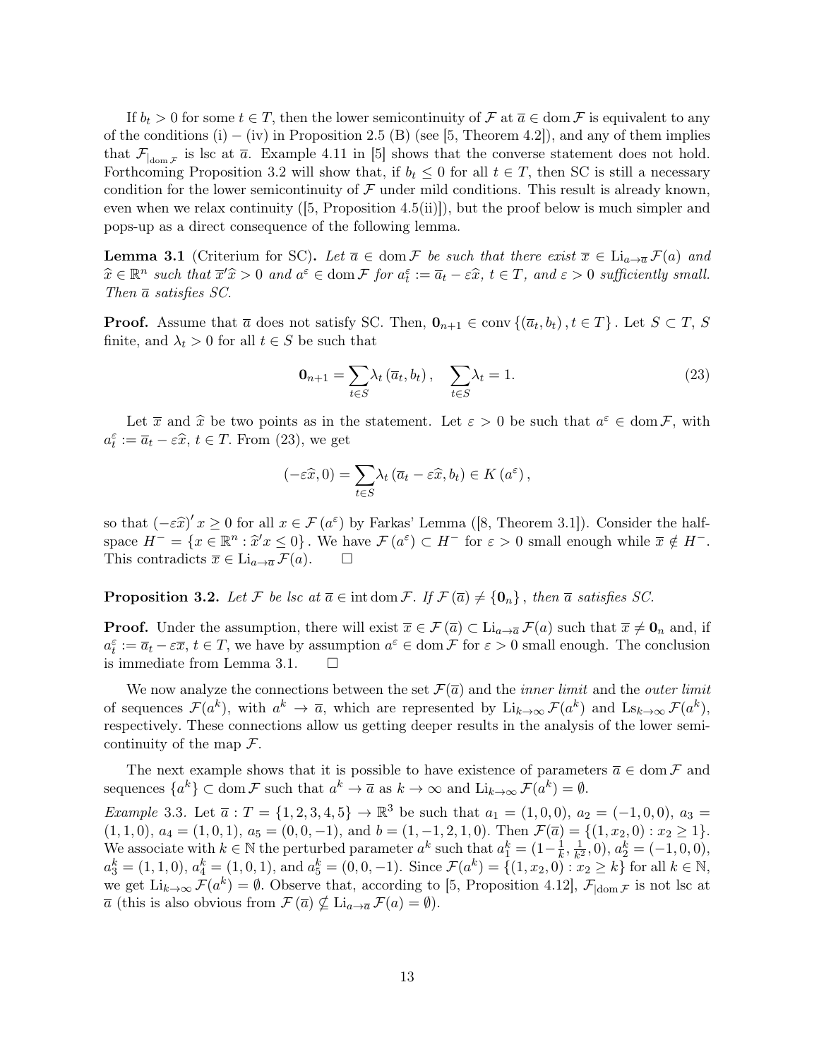If $b_t > 0$ for some $t \in T$, then the lower semicontinuity of $\mathcal{F}$ at $\overline{a} \in \operatorname{dom} \mathcal{F}$ is equivalent to any of the conditions (i) – (iv) in Proposition 2.5 (B) (see [5, Theorem 4.2]), and any of them implies that $\mathcal{F}_{|\operatorname{dom} \mathcal{F}}$ is lsc at $\overline{a}$. Example 4.11 in [5] shows that the converse statement does not hold. Forthcoming Proposition 3.2 will show that, if $b_t \leq 0$ for all $t \in T$, then SC is still a necessary condition for the lower semicontinuity of $\mathcal{F}$ under mild conditions. This result is already known, even when we relax continuity ([5, Proposition 4.5(ii)]), but the proof below is much simpler and pops-up as a direct consequence of the following lemma.

**Lemma 3.1** (Criterium for SC)**.** *Let $\overline{a} \in \operatorname{dom} \mathcal{F}$ be such that there exist $\overline{x} \in \operatorname{Li}_{a \to \overline{a}} \mathcal{F}(a)$ and $\widehat{x} \in \mathbb{R}^n$ such that $\overline{x}'\widehat{x} > 0$ and $a^{\varepsilon} \in \operatorname{dom} \mathcal{F}$ for $a_t^{\varepsilon} := \overline{a}_t - \varepsilon \widehat{x}$, $t \in T$, and $\varepsilon > 0$ sufficiently small. Then $\overline{a}$ satisfies SC.*

**Proof.** Assume that $\overline{a}$ does not satisfy SC. Then, $\mathbf{0}_{n+1} \in \operatorname{conv} \{(\overline{a}_t, b_t), t \in T\}$. Let $S \subset T$, $S$ finite, and $\lambda_t > 0$ for all $t \in S$ be such that

$$\mathbf{0}_{n+1} = \sum_{t \in S} \lambda_t (\overline{a}_t, b_t), \quad \sum_{t \in S} \lambda_t = 1. \tag{23}$$

Let $\overline{x}$ and $\widehat{x}$ be two points as in the statement. Let $\varepsilon > 0$ be such that $a^{\varepsilon} \in \operatorname{dom} \mathcal{F}$, with $a_t^{\varepsilon} := \overline{a}_t - \varepsilon \widehat{x}$, $t \in T$. From (23), we get

$$(-\varepsilon \widehat{x}, 0) = \sum_{t \in S} \lambda_t (\overline{a}_t - \varepsilon \widehat{x}, b_t) \in K(a^{\varepsilon}),$$

so that $(-\varepsilon \widehat{x})' x \geq 0$ for all $x \in \mathcal{F}(a^{\varepsilon})$ by Farkas' Lemma ([8, Theorem 3.1]). Consider the half-space $H^{-} = \{x \in \mathbb{R}^n : \widehat{x}'x \leq 0\}$. We have $\mathcal{F}(a^{\varepsilon}) \subset H^{-}$ for $\varepsilon > 0$ small enough while $\overline{x} \notin H^{-}$. This contradicts $\overline{x} \in \operatorname{Li}_{a \to \overline{a}} \mathcal{F}(a)$. $\square$

**Proposition 3.2.** *Let $\mathcal{F}$ be lsc at $\overline{a} \in \operatorname{int} \operatorname{dom} \mathcal{F}$. If $\mathcal{F}(\overline{a}) \neq \{\mathbf{0}_n\}$, then $\overline{a}$ satisfies SC.*

**Proof.** Under the assumption, there will exist $\overline{x} \in \mathcal{F}(\overline{a}) \subset \operatorname{Li}_{a \to \overline{a}} \mathcal{F}(a)$ such that $\overline{x} \neq \mathbf{0}_n$ and, if $a_t^{\varepsilon} := \overline{a}_t - \varepsilon \overline{x}$, $t \in T$, we have by assumption $a^{\varepsilon} \in \operatorname{dom} \mathcal{F}$ for $\varepsilon > 0$ small enough. The conclusion is immediate from Lemma 3.1. $\square$

We now analyze the connections between the set $\mathcal{F}(\overline{a})$ and the *inner limit* and the *outer limit* of sequences $\mathcal{F}(a^k)$, with $a^k \to \overline{a}$, which are represented by $\operatorname{Li}_{k \to \infty} \mathcal{F}(a^k)$ and $\operatorname{Ls}_{k \to \infty} \mathcal{F}(a^k)$, respectively. These connections allow us getting deeper results in the analysis of the lower semicontinuity of the map $\mathcal{F}$.

The next example shows that it is possible to have existence of parameters $\overline{a} \in \operatorname{dom} \mathcal{F}$ and sequences $\{a^k\} \subset \operatorname{dom} \mathcal{F}$ such that $a^k \to \overline{a}$ as $k \to \infty$ and $\operatorname{Li}_{k \to \infty} \mathcal{F}(a^k) = \emptyset$.

*Example* 3.3. Let $\overline{a} : T = \{1, 2, 3, 4, 5\} \to \mathbb{R}^3$ be such that $a_1 = (1, 0, 0)$, $a_2 = (-1, 0, 0)$, $a_3 = (1, 1, 0)$, $a_4 = (1, 0, 1)$, $a_5 = (0, 0, -1)$, and $b = (1, -1, 2, 1, 0)$. Then $\mathcal{F}(\overline{a}) = \{(1, x_2, 0) : x_2 \geq 1\}$. We associate with $k \in \mathbb{N}$ the perturbed parameter $a^k$ such that $a_1^k = (1 - \frac{1}{k}, \frac{1}{k^2}, 0)$, $a_2^k = (-1, 0, 0)$, $a_3^k = (1, 1, 0)$, $a_4^k = (1, 0, 1)$, and $a_5^k = (0, 0, -1)$. Since $\mathcal{F}(a^k) = \{(1, x_2, 0) : x_2 \geq k\}$ for all $k \in \mathbb{N}$, we get $\operatorname{Li}_{k \to \infty} \mathcal{F}(a^k) = \emptyset$. Observe that, according to [5, Proposition 4.12], $\mathcal{F}_{|\operatorname{dom} \mathcal{F}}$ is not lsc at $\overline{a}$ (this is also obvious from $\mathcal{F}(\overline{a}) \nsubseteq \operatorname{Li}_{a \to \overline{a}} \mathcal{F}(a) = \emptyset$).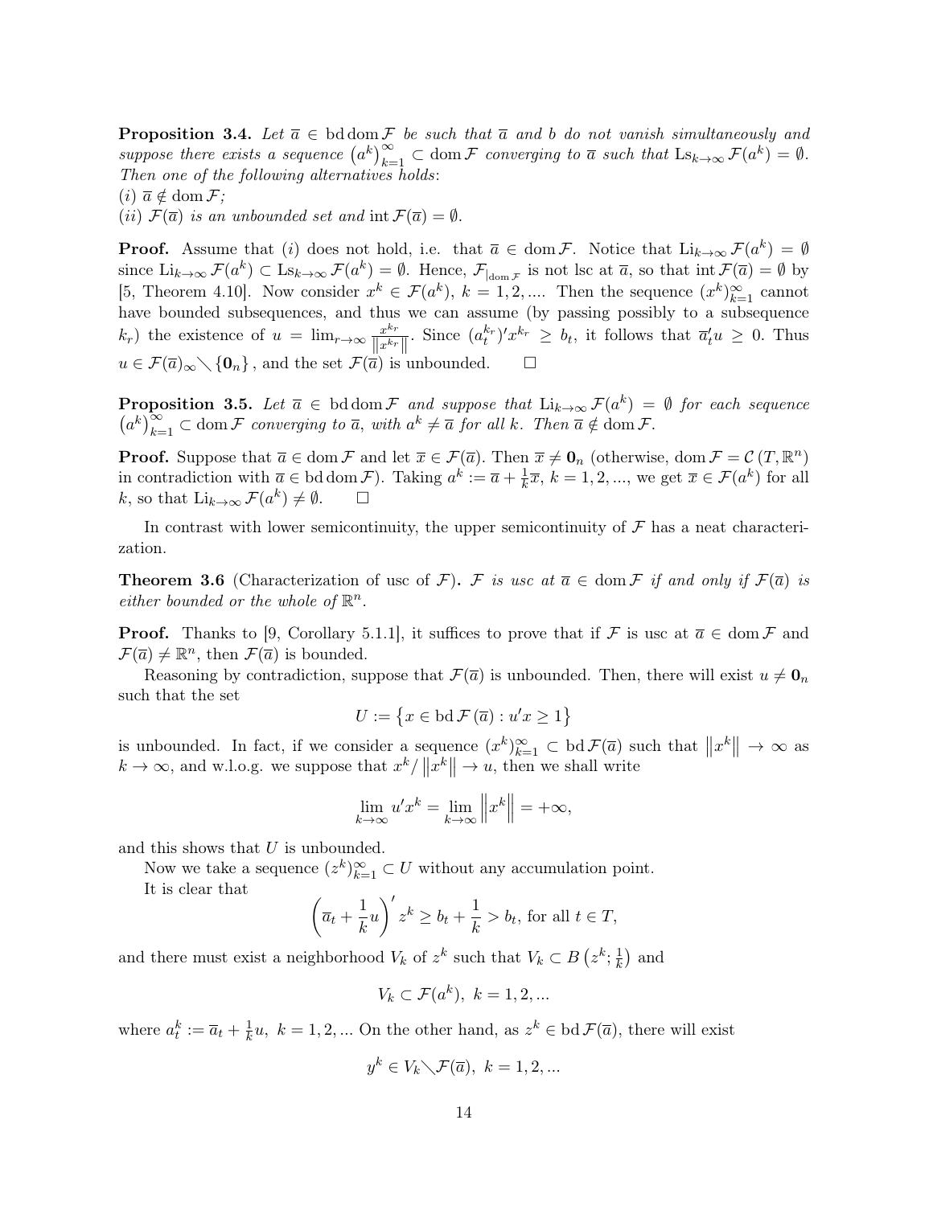**Proposition 3.4.** *Let $\overline{a} \in \operatorname{bd} \operatorname{dom} \mathcal{F}$ be such that $\overline{a}$ and $b$ do not vanish simultaneously and suppose there exists a sequence $\left(a^k\right)_{k=1}^{\infty} \subset \operatorname{dom} \mathcal{F}$ converging to $\overline{a}$ such that $\operatorname{Ls}_{k\to\infty} \mathcal{F}(a^k) = \emptyset$. Then one of the following alternatives holds*:
*(i)* $\overline{a} \notin \operatorname{dom} \mathcal{F}$;
*(ii)* $\mathcal{F}(\overline{a})$ *is an unbounded set and* $\operatorname{int} \mathcal{F}(\overline{a}) = \emptyset$.

**Proof.** Assume that *(i)* does not hold, i.e. that $\overline{a} \in \operatorname{dom} \mathcal{F}$. Notice that $\operatorname{Li}_{k\to\infty} \mathcal{F}(a^k) = \emptyset$ since $\operatorname{Li}_{k\to\infty} \mathcal{F}(a^k) \subset \operatorname{Ls}_{k\to\infty} \mathcal{F}(a^k) = \emptyset$. Hence, $\mathcal{F}_{|\operatorname{dom} \mathcal{F}}$ is not lsc at $\overline{a}$, so that $\operatorname{int} \mathcal{F}(\overline{a}) = \emptyset$ by [5, Theorem 4.10]. Now consider $x^k \in \mathcal{F}(a^k)$, $k = 1, 2, \ldots$. Then the sequence $(x^k)_{k=1}^{\infty}$ cannot have bounded subsequences, and thus we can assume (by passing possibly to a subsequence $k_r$) the existence of $u = \lim_{r\to\infty} \frac{x^{k_r}}{\|x^{k_r}\|}$. Since $(a_t^{k_r})' x^{k_r} \geq b_t$, it follows that $\overline{a}_t' u \geq 0$. Thus $u \in \mathcal{F}(\overline{a})_{\infty} \setminus \{\mathbf{0}_n\}$, and the set $\mathcal{F}(\overline{a})$ is unbounded. $\square$

**Proposition 3.5.** *Let $\overline{a} \in \operatorname{bd} \operatorname{dom} \mathcal{F}$ and suppose that $\operatorname{Li}_{k\to\infty} \mathcal{F}(a^k) = \emptyset$ for each sequence $\left(a^k\right)_{k=1}^{\infty} \subset \operatorname{dom} \mathcal{F}$ converging to $\overline{a}$, with $a^k \neq \overline{a}$ for all $k$. Then $\overline{a} \notin \operatorname{dom} \mathcal{F}$.*

**Proof.** Suppose that $\overline{a} \in \operatorname{dom} \mathcal{F}$ and let $\overline{x} \in \mathcal{F}(\overline{a})$. Then $\overline{x} \neq \mathbf{0}_n$ (otherwise, $\operatorname{dom} \mathcal{F} = \mathcal{C}(T, \mathbb{R}^n)$ in contradiction with $\overline{a} \in \operatorname{bd} \operatorname{dom} \mathcal{F}$). Taking $a^k := \overline{a} + \frac{1}{k}\overline{x}$, $k = 1, 2, \ldots$, we get $\overline{x} \in \mathcal{F}(a^k)$ for all $k$, so that $\operatorname{Li}_{k\to\infty} \mathcal{F}(a^k) \neq \emptyset$. $\square$

In contrast with lower semicontinuity, the upper semicontinuity of $\mathcal{F}$ has a neat characterization.

**Theorem 3.6** (Characterization of usc of $\mathcal{F}$)**.** *$\mathcal{F}$ is usc at $\overline{a} \in \operatorname{dom} \mathcal{F}$ if and only if $\mathcal{F}(\overline{a})$ is either bounded or the whole of $\mathbb{R}^n$.*

**Proof.** Thanks to [9, Corollary 5.1.1], it suffices to prove that if $\mathcal{F}$ is usc at $\overline{a} \in \operatorname{dom} \mathcal{F}$ and $\mathcal{F}(\overline{a}) \neq \mathbb{R}^n$, then $\mathcal{F}(\overline{a})$ is bounded.

Reasoning by contradiction, suppose that $\mathcal{F}(\overline{a})$ is unbounded. Then, there will exist $u \neq \mathbf{0}_n$ such that the set

$$U := \left\{x \in \operatorname{bd} \mathcal{F}(\overline{a}) : u'x \geq 1\right\}$$

is unbounded. In fact, if we consider a sequence $(x^k)_{k=1}^{\infty} \subset \operatorname{bd} \mathcal{F}(\overline{a})$ such that $\|x^k\| \to \infty$ as $k \to \infty$, and w.l.o.g. we suppose that $x^k / \|x^k\| \to u$, then we shall write

$$\lim_{k\to\infty} u'x^k = \lim_{k\to\infty} \left\|x^k\right\| = +\infty,$$

and this shows that $U$ is unbounded.

Now we take a sequence $(z^k)_{k=1}^{\infty} \subset U$ without any accumulation point.

It is clear that

$$\left(\overline{a}_t + \frac{1}{k}u\right)' z^k \geq b_t + \frac{1}{k} > b_t, \text{ for all } t \in T,$$

and there must exist a neighborhood $V_k$ of $z^k$ such that $V_k \subset B\left(z^k; \frac{1}{k}\right)$ and

$$V_k \subset \mathcal{F}(a^k),\ k = 1, 2, \ldots$$

where $a_t^k := \overline{a}_t + \frac{1}{k}u,\ k = 1, 2, \ldots$ On the other hand, as $z^k \in \operatorname{bd} \mathcal{F}(\overline{a})$, there will exist

$$y^k \in V_k \setminus \mathcal{F}(\overline{a}),\ k = 1, 2, \ldots$$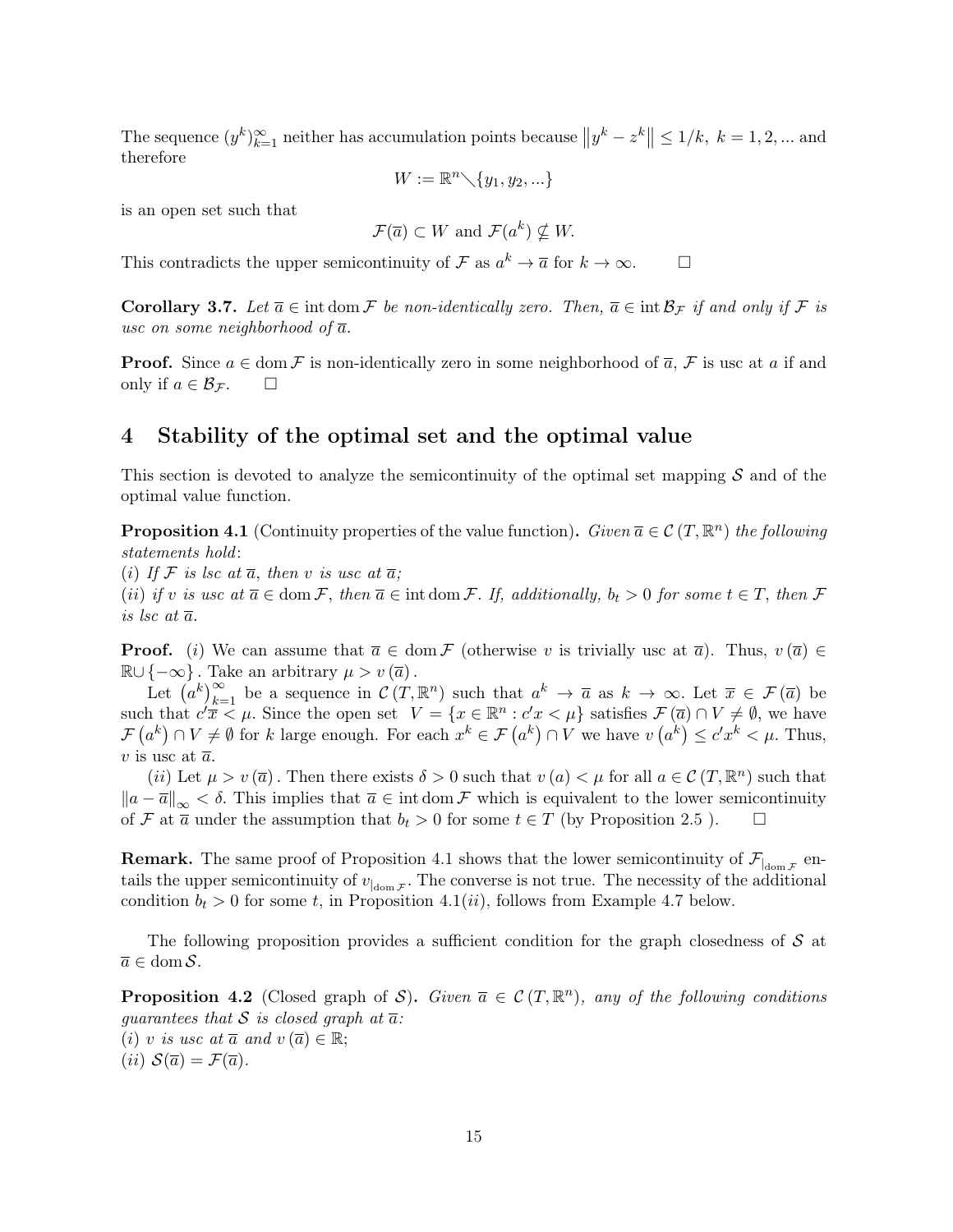The sequence $(y^k)_{k=1}^{\infty}$ neither has accumulation points because $\|y^k - z^k\| \leq 1/k,\ k = 1, 2, \ldots$ and therefore

$$W := \mathbb{R}^n \diagdown \{y_1, y_2, \ldots\}$$

is an open set such that

$$\mathcal{F}(\overline{a}) \subset W \text{ and } \mathcal{F}(a^k) \nsubseteq W.$$

This contradicts the upper semicontinuity of $\mathcal{F}$ as $a^k \to \overline{a}$ for $k \to \infty$. $\square$

**Corollary 3.7.** *Let $\overline{a} \in \operatorname{int} \operatorname{dom} \mathcal{F}$ be non-identically zero. Then, $\overline{a} \in \operatorname{int} \mathcal{B}_{\mathcal{F}}$ if and only if $\mathcal{F}$ is usc on some neighborhood of $\overline{a}$.*

**Proof.** Since $a \in \operatorname{dom} \mathcal{F}$ is non-identically zero in some neighborhood of $\overline{a}$, $\mathcal{F}$ is usc at $a$ if and only if $a \in \mathcal{B}_{\mathcal{F}}$. $\square$

## 4 Stability of the optimal set and the optimal value

This section is devoted to analyze the semicontinuity of the optimal set mapping $\mathcal{S}$ and of the optimal value function.

**Proposition 4.1** (Continuity properties of the value function)**.** *Given $\overline{a} \in \mathcal{C}(T, \mathbb{R}^n)$ the following statements hold*:
*(i) If $\mathcal{F}$ is lsc at $\overline{a}$, then $v$ is usc at $\overline{a}$;*
*(ii) if $v$ is usc at $\overline{a} \in \operatorname{dom} \mathcal{F}$, then $\overline{a} \in \operatorname{int} \operatorname{dom} \mathcal{F}$. If, additionally, $b_t > 0$ for some $t \in T$, then $\mathcal{F}$ is lsc at $\overline{a}$.*

**Proof.** $(i)$ We can assume that $\overline{a} \in \operatorname{dom} \mathcal{F}$ (otherwise $v$ is trivially usc at $\overline{a}$). Thus, $v(\overline{a}) \in \mathbb{R} \cup \{-\infty\}$. Take an arbitrary $\mu > v(\overline{a})$.

Let $(a^k)_{k=1}^{\infty}$ be a sequence in $\mathcal{C}(T, \mathbb{R}^n)$ such that $a^k \to \overline{a}$ as $k \to \infty$. Let $\overline{x} \in \mathcal{F}(\overline{a})$ be such that $c'\overline{x} < \mu$. Since the open set $V = \{x \in \mathbb{R}^n : c'x < \mu\}$ satisfies $\mathcal{F}(\overline{a}) \cap V \neq \emptyset$, we have $\mathcal{F}(a^k) \cap V \neq \emptyset$ for $k$ large enough. For each $x^k \in \mathcal{F}(a^k) \cap V$ we have $v(a^k) \leq c'x^k < \mu$. Thus, $v$ is usc at $\overline{a}$.

$(ii)$ Let $\mu > v(\overline{a})$. Then there exists $\delta > 0$ such that $v(a) < \mu$ for all $a \in \mathcal{C}(T, \mathbb{R}^n)$ such that $\|a - \overline{a}\|_{\infty} < \delta$. This implies that $\overline{a} \in \operatorname{int} \operatorname{dom} \mathcal{F}$ which is equivalent to the lower semicontinuity of $\mathcal{F}$ at $\overline{a}$ under the assumption that $b_t > 0$ for some $t \in T$ (by Proposition 2.5 ). $\square$

**Remark.** The same proof of Proposition 4.1 shows that the lower semicontinuity of $\mathcal{F}_{|\operatorname{dom} \mathcal{F}}$ entails the upper semicontinuity of $v_{|\operatorname{dom} \mathcal{F}}$. The converse is not true. The necessity of the additional condition $b_t > 0$ for some $t$, in Proposition 4.1$(ii)$, follows from Example 4.7 below.

The following proposition provides a sufficient condition for the graph closedness of $\mathcal{S}$ at $\overline{a} \in \operatorname{dom} \mathcal{S}$.

**Proposition 4.2** (Closed graph of $\mathcal{S}$)**.** *Given $\overline{a} \in \mathcal{C}(T, \mathbb{R}^n)$, any of the following conditions guarantees that $\mathcal{S}$ is closed graph at $\overline{a}$:*
*(i) $v$ is usc at $\overline{a}$ and $v(\overline{a}) \in \mathbb{R}$;*
*(ii) $\mathcal{S}(\overline{a}) = \mathcal{F}(\overline{a})$.*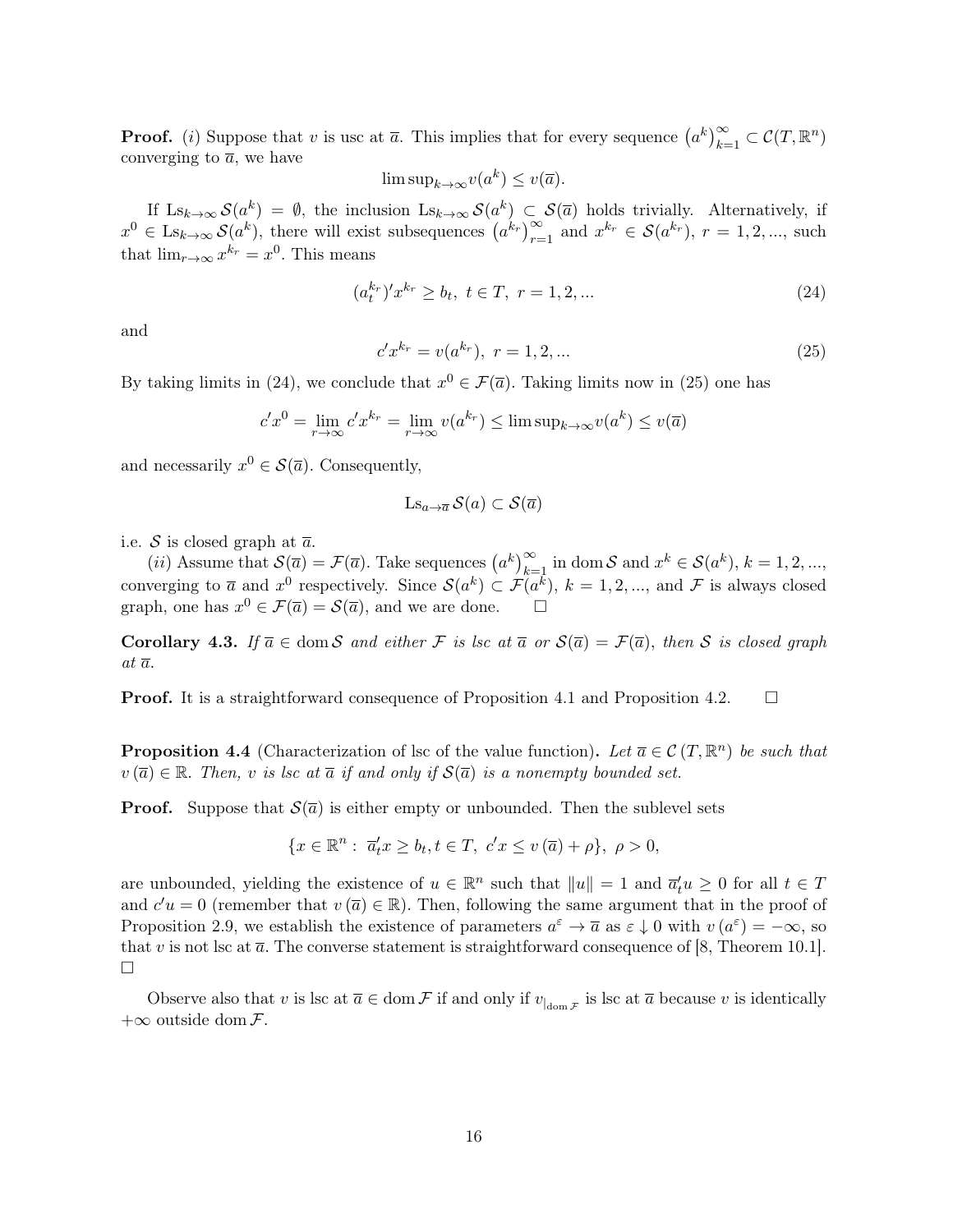**Proof.** $(i)$ Suppose that $v$ is usc at $\overline{a}$. This implies that for every sequence $\left(a^k\right)_{k=1}^{\infty} \subset \mathcal{C}(T, \mathbb{R}^n)$ converging to $\overline{a}$, we have

$$\limsup_{k\to\infty} v(a^k) \leq v(\overline{a}).$$

If $\mathrm{Ls}_{k\to\infty} \mathcal{S}(a^k) = \emptyset$, the inclusion $\mathrm{Ls}_{k\to\infty} \mathcal{S}(a^k) \subset \mathcal{S}(\overline{a})$ holds trivially. Alternatively, if $x^0 \in \mathrm{Ls}_{k\to\infty} \mathcal{S}(a^k)$, there will exist subsequences $\left(a^{k_r}\right)_{r=1}^{\infty}$ and $x^{k_r} \in \mathcal{S}(a^{k_r})$, $r = 1, 2, ...$, such that $\lim_{r\to\infty} x^{k_r} = x^0$. This means

$$(a_t^{k_r})' x^{k_r} \geq b_t, \ t \in T, \ r = 1, 2, ... \tag{24}$$

and

$$c' x^{k_r} = v(a^{k_r}), \ r = 1, 2, ... \tag{25}$$

By taking limits in (24), we conclude that $x^0 \in \mathcal{F}(\overline{a})$. Taking limits now in (25) one has

$$c' x^0 = \lim_{r\to\infty} c' x^{k_r} = \lim_{r\to\infty} v(a^{k_r}) \leq \limsup_{k\to\infty} v(a^k) \leq v(\overline{a})$$

and necessarily $x^0 \in \mathcal{S}(\overline{a})$. Consequently,

$$\mathrm{Ls}_{a\to\overline{a}} \mathcal{S}(a) \subset \mathcal{S}(\overline{a})$$

i.e. $\mathcal{S}$ is closed graph at $\overline{a}$.

$(ii)$ Assume that $\mathcal{S}(\overline{a}) = \mathcal{F}(\overline{a})$. Take sequences $\left(a^k\right)_{k=1}^{\infty}$ in $\mathrm{dom}\, \mathcal{S}$ and $x^k \in \mathcal{S}(a^k)$, $k = 1, 2, ...,$ converging to $\overline{a}$ and $x^0$ respectively. Since $\mathcal{S}(a^k) \subset \mathcal{F}(a^k)$, $k = 1, 2, ...,$ and $\mathcal{F}$ is always closed graph, one has $x^0 \in \mathcal{F}(\overline{a}) = \mathcal{S}(\overline{a})$, and we are done. $\square$

**Corollary 4.3.** *If $\overline{a} \in \mathrm{dom}\, \mathcal{S}$ and either $\mathcal{F}$ is lsc at $\overline{a}$ or $\mathcal{S}(\overline{a}) = \mathcal{F}(\overline{a})$, then $\mathcal{S}$ is closed graph at $\overline{a}$.*

**Proof.** It is a straightforward consequence of Proposition 4.1 and Proposition 4.2. $\square$

**Proposition 4.4** (Characterization of lsc of the value function)**.** *Let $\overline{a} \in \mathcal{C}(T, \mathbb{R}^n)$ be such that $v(\overline{a}) \in \mathbb{R}$. Then, $v$ is lsc at $\overline{a}$ if and only if $\mathcal{S}(\overline{a})$ is a nonempty bounded set.*

**Proof.** Suppose that $\mathcal{S}(\overline{a})$ is either empty or unbounded. Then the sublevel sets

$$\{x \in \mathbb{R}^n : \ \overline{a}_t' x \geq b_t, t \in T, \ c'x \leq v(\overline{a}) + \rho\}, \ \rho > 0,$$

are unbounded, yielding the existence of $u \in \mathbb{R}^n$ such that $\|u\| = 1$ and $\overline{a}_t' u \geq 0$ for all $t \in T$ and $c'u = 0$ (remember that $v(\overline{a}) \in \mathbb{R}$). Then, following the same argument that in the proof of Proposition 2.9, we establish the existence of parameters $a^{\varepsilon} \to \overline{a}$ as $\varepsilon \downarrow 0$ with $v(a^{\varepsilon}) = -\infty$, so that $v$ is not lsc at $\overline{a}$. The converse statement is straightforward consequence of [8, Theorem 10.1]. $\square$

Observe also that $v$ is lsc at $\overline{a} \in \mathrm{dom}\, \mathcal{F}$ if and only if $v_{|_{\mathrm{dom}\, \mathcal{F}}}$ is lsc at $\overline{a}$ because $v$ is identically $+\infty$ outside $\mathrm{dom}\, \mathcal{F}$.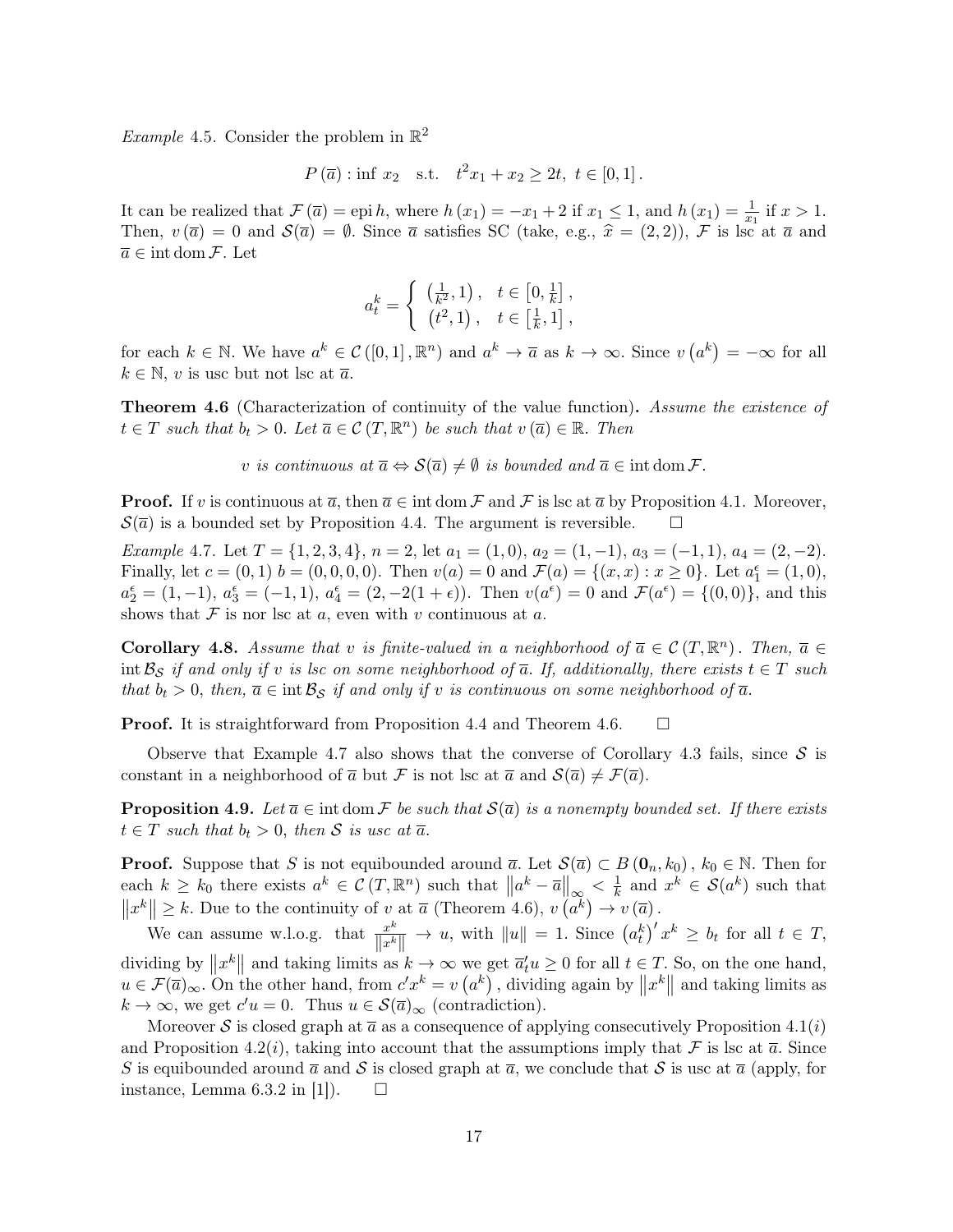*Example* 4.5. Consider the problem in $\mathbb{R}^2$

$$P(\overline{a}) : \inf\ x_2 \quad \text{s.t.} \quad t^2 x_1 + x_2 \geq 2t,\ t \in [0,1].$$

It can be realized that $\mathcal{F}(\overline{a}) = \operatorname{epi} h$, where $h(x_1) = -x_1 + 2$ if $x_1 \leq 1$, and $h(x_1) = \frac{1}{x_1}$ if $x > 1$. Then, $v(\overline{a}) = 0$ and $\mathcal{S}(\overline{a}) = \emptyset$. Since $\overline{a}$ satisfies SC (take, e.g., $\widehat{x} = (2,2)$), $\mathcal{F}$ is lsc at $\overline{a}$ and $\overline{a} \in \operatorname{int} \operatorname{dom} \mathcal{F}$. Let

$$a_t^k = \begin{cases} \left(\frac{1}{k^2}, 1\right), & t \in \left[0, \frac{1}{k}\right], \\ \left(t^2, 1\right), & t \in \left[\frac{1}{k}, 1\right], \end{cases}$$

for each $k \in \mathbb{N}$. We have $a^k \in \mathcal{C}([0,1], \mathbb{R}^n)$ and $a^k \to \overline{a}$ as $k \to \infty$. Since $v\left(a^k\right) = -\infty$ for all $k \in \mathbb{N}$, $v$ is usc but not lsc at $\overline{a}$.

**Theorem 4.6** (Characterization of continuity of the value function)**.** *Assume the existence of $t \in T$ such that $b_t > 0$. Let $\overline{a} \in \mathcal{C}(T, \mathbb{R}^n)$ be such that $v(\overline{a}) \in \mathbb{R}$. Then*

$$v \text{ is continuous at } \overline{a} \Leftrightarrow \mathcal{S}(\overline{a}) \neq \emptyset \text{ is bounded and } \overline{a} \in \operatorname{int} \operatorname{dom} \mathcal{F}.$$

**Proof.** If $v$ is continuous at $\overline{a}$, then $\overline{a} \in \operatorname{int} \operatorname{dom} \mathcal{F}$ and $\mathcal{F}$ is lsc at $\overline{a}$ by Proposition 4.1. Moreover, $\mathcal{S}(\overline{a})$ is a bounded set by Proposition 4.4. The argument is reversible. $\square$

*Example* 4.7. Let $T = \{1,2,3,4\}$, $n = 2$, let $a_1 = (1,0)$, $a_2 = (1,-1)$, $a_3 = (-1,1)$, $a_4 = (2,-2)$. Finally, let $c = (0,1)$ $b = (0,0,0,0)$. Then $v(a) = 0$ and $\mathcal{F}(a) = \{(x,x) : x \geq 0\}$. Let $a_1^\epsilon = (1,0)$, $a_2^\epsilon = (1,-1)$, $a_3^\epsilon = (-1,1)$, $a_4^\epsilon = (2,-2(1+\epsilon))$. Then $v(a^\epsilon) = 0$ and $\mathcal{F}(a^\epsilon) = \{(0,0)\}$, and this shows that $\mathcal{F}$ is nor lsc at $a$, even with $v$ continuous at $a$.

**Corollary 4.8.** *Assume that $v$ is finite-valued in a neighborhood of $\overline{a} \in \mathcal{C}(T, \mathbb{R}^n)$. Then, $\overline{a} \in \operatorname{int} \mathcal{B}_{\mathcal{S}}$ if and only if $v$ is lsc on some neighborhood of $\overline{a}$. If, additionally, there exists $t \in T$ such that $b_t > 0$, then, $\overline{a} \in \operatorname{int} \mathcal{B}_{\mathcal{S}}$ if and only if $v$ is continuous on some neighborhood of $\overline{a}$.*

**Proof.** It is straightforward from Proposition 4.4 and Theorem 4.6. $\square$

Observe that Example 4.7 also shows that the converse of Corollary 4.3 fails, since $\mathcal{S}$ is constant in a neighborhood of $\overline{a}$ but $\mathcal{F}$ is not lsc at $\overline{a}$ and $\mathcal{S}(\overline{a}) \neq \mathcal{F}(\overline{a})$.

**Proposition 4.9.** *Let $\overline{a} \in \operatorname{int} \operatorname{dom} \mathcal{F}$ be such that $\mathcal{S}(\overline{a})$ is a nonempty bounded set. If there exists $t \in T$ such that $b_t > 0$, then $\mathcal{S}$ is usc at $\overline{a}$.*

**Proof.** Suppose that $S$ is not equibounded around $\overline{a}$. Let $\mathcal{S}(\overline{a}) \subset B(\mathbf{0}_n, k_0)$, $k_0 \in \mathbb{N}$. Then for each $k \geq k_0$ there exists $a^k \in \mathcal{C}(T, \mathbb{R}^n)$ such that $\left\|a^k - \overline{a}\right\|_\infty < \frac{1}{k}$ and $x^k \in \mathcal{S}(a^k)$ such that $\left\|x^k\right\| \geq k$. Due to the continuity of $v$ at $\overline{a}$ (Theorem 4.6), $v\left(a^k\right) \to v(\overline{a})$.

We can assume w.l.o.g. that $\frac{x^k}{\left\|x^k\right\|} \to u$, with $\|u\| = 1$. Since $\left(a_t^k\right)' x^k \geq b_t$ for all $t \in T$, dividing by $\left\|x^k\right\|$ and taking limits as $k \to \infty$ we get $\overline{a}_t' u \geq 0$ for all $t \in T$. So, on the one hand, $u \in \mathcal{F}(\overline{a})_\infty$. On the other hand, from $c' x^k = v\left(a^k\right)$, dividing again by $\left\|x^k\right\|$ and taking limits as $k \to \infty$, we get $c' u = 0$. Thus $u \in \mathcal{S}(\overline{a})_\infty$ (contradiction).

Moreover $\mathcal{S}$ is closed graph at $\overline{a}$ as a consequence of applying consecutively Proposition 4.1$(i)$ and Proposition 4.2$(i)$, taking into account that the assumptions imply that $\mathcal{F}$ is lsc at $\overline{a}$. Since $S$ is equibounded around $\overline{a}$ and $\mathcal{S}$ is closed graph at $\overline{a}$, we conclude that $\mathcal{S}$ is usc at $\overline{a}$ (apply, for instance, Lemma 6.3.2 in [1]). $\square$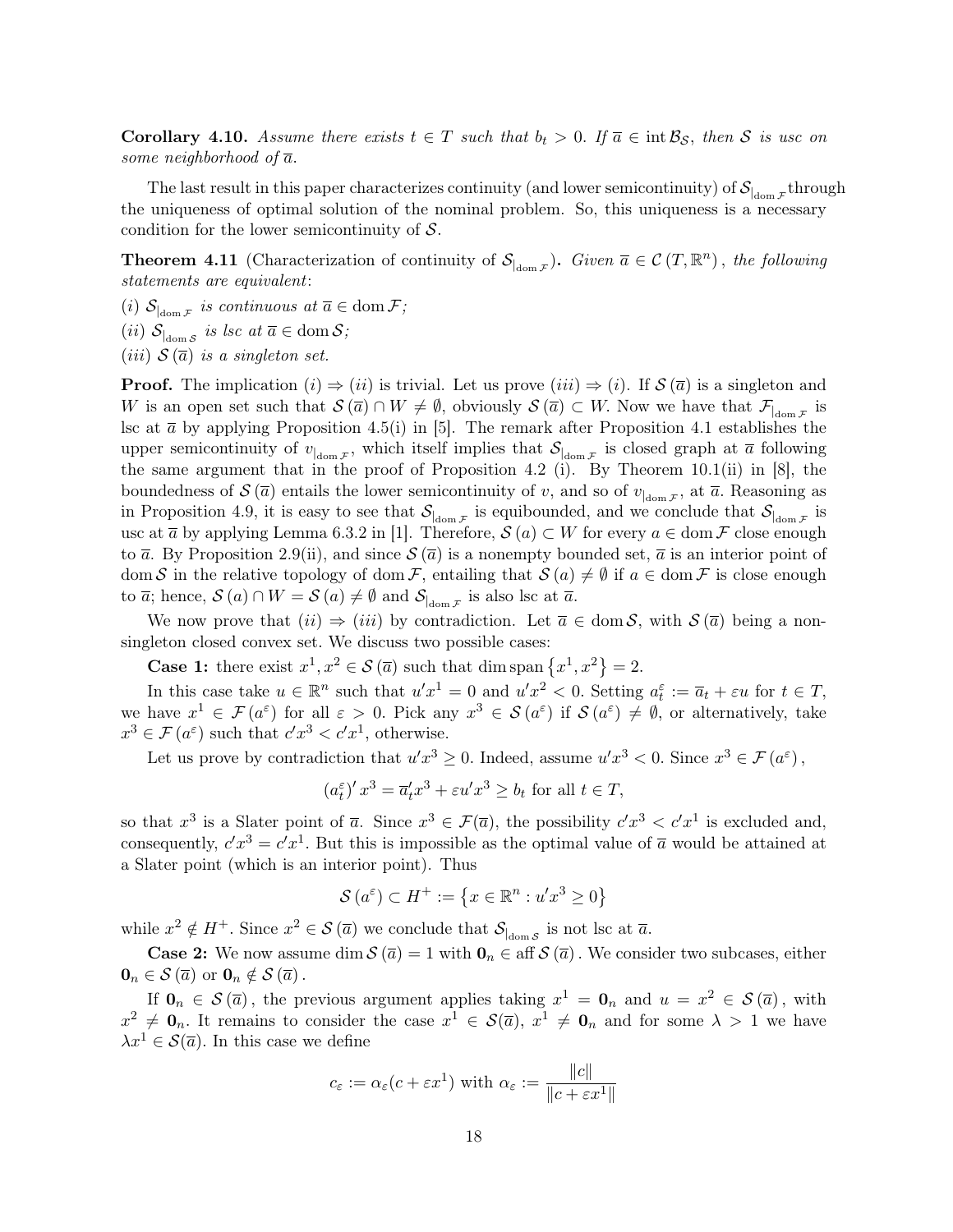**Corollary 4.10.** *Assume there exists $t \in T$ such that $b_t > 0$. If $\overline{a} \in \operatorname{int} \mathcal{B}_{\mathcal{S}}$, then $\mathcal{S}$ is usc on some neighborhood of $\overline{a}$.*

The last result in this paper characterizes continuity (and lower semicontinuity) of $\mathcal{S}_{|_{\operatorname{dom} \mathcal{F}}}$ through the uniqueness of optimal solution of the nominal problem. So, this uniqueness is a necessary condition for the lower semicontinuity of $\mathcal{S}$.

**Theorem 4.11** (Characterization of continuity of $\mathcal{S}_{|_{\operatorname{dom} \mathcal{F}}}$). *Given $\overline{a} \in \mathcal{C}(T, \mathbb{R}^n)$, the following statements are equivalent*:

*(i) $\mathcal{S}_{|_{\operatorname{dom} \mathcal{F}}}$ is continuous at $\overline{a} \in \operatorname{dom} \mathcal{F}$;*

*(ii) $\mathcal{S}_{|_{\operatorname{dom} \mathcal{S}}}$ is lsc at $\overline{a} \in \operatorname{dom} \mathcal{S}$;*

*(iii) $\mathcal{S}(\overline{a})$ is a singleton set.*

**Proof.** The implication $(i) \Rightarrow (ii)$ is trivial. Let us prove $(iii) \Rightarrow (i)$. If $\mathcal{S}(\overline{a})$ is a singleton and $W$ is an open set such that $\mathcal{S}(\overline{a}) \cap W \neq \emptyset$, obviously $\mathcal{S}(\overline{a}) \subset W$. Now we have that $\mathcal{F}_{|_{\operatorname{dom} \mathcal{F}}}$ is lsc at $\overline{a}$ by applying Proposition 4.5(i) in [5]. The remark after Proposition 4.1 establishes the upper semicontinuity of $v_{|_{\operatorname{dom} \mathcal{F}}}$, which itself implies that $\mathcal{S}_{|_{\operatorname{dom} \mathcal{F}}}$ is closed graph at $\overline{a}$ following the same argument that in the proof of Proposition 4.2 (i). By Theorem 10.1(ii) in [8], the boundedness of $\mathcal{S}(\overline{a})$ entails the lower semicontinuity of $v$, and so of $v_{|_{\operatorname{dom} \mathcal{F}}}$, at $\overline{a}$. Reasoning as in Proposition 4.9, it is easy to see that $\mathcal{S}_{|_{\operatorname{dom} \mathcal{F}}}$ is equibounded, and we conclude that $\mathcal{S}_{|_{\operatorname{dom} \mathcal{F}}}$ is usc at $\overline{a}$ by applying Lemma 6.3.2 in [1]. Therefore, $\mathcal{S}(a) \subset W$ for every $a \in \operatorname{dom} \mathcal{F}$ close enough to $\overline{a}$. By Proposition 2.9(ii), and since $\mathcal{S}(\overline{a})$ is a nonempty bounded set, $\overline{a}$ is an interior point of $\operatorname{dom} \mathcal{S}$ in the relative topology of $\operatorname{dom} \mathcal{F}$, entailing that $\mathcal{S}(a) \neq \emptyset$ if $a \in \operatorname{dom} \mathcal{F}$ is close enough to $\overline{a}$; hence, $\mathcal{S}(a) \cap W = \mathcal{S}(a) \neq \emptyset$ and $\mathcal{S}_{|_{\operatorname{dom} \mathcal{F}}}$ is also lsc at $\overline{a}$.

We now prove that $(ii) \Rightarrow (iii)$ by contradiction. Let $\overline{a} \in \operatorname{dom} \mathcal{S}$, with $\mathcal{S}(\overline{a})$ being a non-singleton closed convex set. We discuss two possible cases:

**Case 1:** there exist $x^1, x^2 \in \mathcal{S}(\overline{a})$ such that $\dim \operatorname{span}\{x^1, x^2\} = 2$.

In this case take $u \in \mathbb{R}^n$ such that $u'x^1 = 0$ and $u'x^2 < 0$. Setting $a_t^\varepsilon := \overline{a}_t + \varepsilon u$ for $t \in T$, we have $x^1 \in \mathcal{F}(a^\varepsilon)$ for all $\varepsilon > 0$. Pick any $x^3 \in \mathcal{S}(a^\varepsilon)$ if $\mathcal{S}(a^\varepsilon) \neq \emptyset$, or alternatively, take $x^3 \in \mathcal{F}(a^\varepsilon)$ such that $c'x^3 < c'x^1$, otherwise.

Let us prove by contradiction that $u'x^3 \geq 0$. Indeed, assume $u'x^3 < 0$. Since $x^3 \in \mathcal{F}(a^\varepsilon)$,

$$(a_t^\varepsilon)' x^3 = \overline{a}_t' x^3 + \varepsilon u' x^3 \geq b_t \text{ for all } t \in T,$$

so that $x^3$ is a Slater point of $\overline{a}$. Since $x^3 \in \mathcal{F}(\overline{a})$, the possibility $c'x^3 < c'x^1$ is excluded and, consequently, $c'x^3 = c'x^1$. But this is impossible as the optimal value of $\overline{a}$ would be attained at a Slater point (which is an interior point). Thus

$$\mathcal{S}(a^\varepsilon) \subset H^+ := \left\{x \in \mathbb{R}^n : u'x^3 \geq 0\right\}$$

while $x^2 \notin H^+$. Since $x^2 \in \mathcal{S}(\overline{a})$ we conclude that $\mathcal{S}_{|_{\operatorname{dom} \mathcal{S}}}$ is not lsc at $\overline{a}$.

**Case 2:** We now assume $\dim \mathcal{S}(\overline{a}) = 1$ with $\mathbf{0}_n \in \operatorname{aff} \mathcal{S}(\overline{a})$. We consider two subcases, either $\mathbf{0}_n \in \mathcal{S}(\overline{a})$ or $\mathbf{0}_n \notin \mathcal{S}(\overline{a})$.

If $\mathbf{0}_n \in \mathcal{S}(\overline{a})$, the previous argument applies taking $x^1 = \mathbf{0}_n$ and $u = x^2 \in \mathcal{S}(\overline{a})$, with $x^2 \neq \mathbf{0}_n$. It remains to consider the case $x^1 \in \mathcal{S}(\overline{a})$, $x^1 \neq \mathbf{0}_n$ and for some $\lambda > 1$ we have $\lambda x^1 \in \mathcal{S}(\overline{a})$. In this case we define

$$c_\varepsilon := \alpha_\varepsilon (c + \varepsilon x^1) \text{ with } \alpha_\varepsilon := \frac{\|c\|}{\|c + \varepsilon x^1\|}$$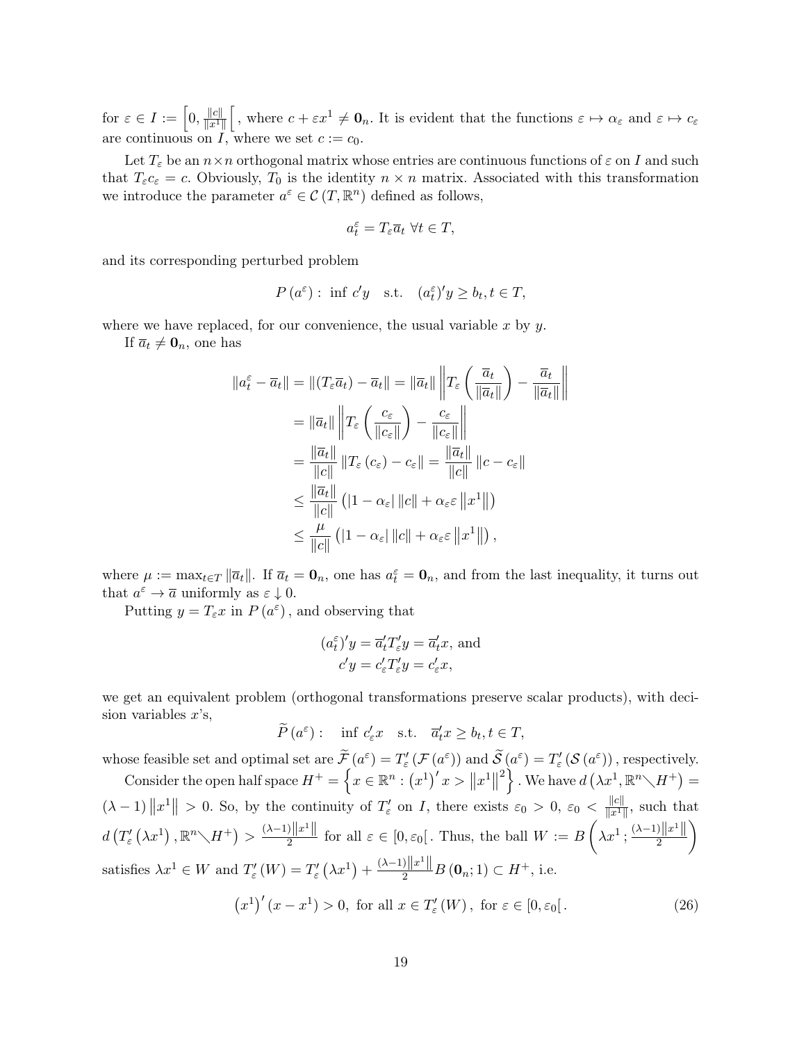for $\varepsilon \in I := \left[0, \frac{\|c\|}{\|x^1\|}\right[$, where $c + \varepsilon x^1 \neq \mathbf{0}_n$. It is evident that the functions $\varepsilon \mapsto \alpha_\varepsilon$ and $\varepsilon \mapsto c_\varepsilon$ are continuous on $I$, where we set $c := c_0$.

Let $T_\varepsilon$ be an $n \times n$ orthogonal matrix whose entries are continuous functions of $\varepsilon$ on $I$ and such that $T_\varepsilon c_\varepsilon = c$. Obviously, $T_0$ is the identity $n \times n$ matrix. Associated with this transformation we introduce the parameter $a^\varepsilon \in \mathcal{C}(T, \mathbb{R}^n)$ defined as follows,

$$a_t^\varepsilon = T_\varepsilon \overline{a}_t \ \forall t \in T,$$

and its corresponding perturbed problem

$$P(a^\varepsilon) : \ \inf c'y \quad \text{s.t.} \quad (a_t^\varepsilon)'y \geq b_t, t \in T,$$

where we have replaced, for our convenience, the usual variable $x$ by $y$.

If $\overline{a}_t \neq \mathbf{0}_n$, one has

$$\begin{aligned}
\|a_t^\varepsilon - \overline{a}_t\| = \|(T_\varepsilon \overline{a}_t) - \overline{a}_t\| &= \|\overline{a}_t\| \left\| T_\varepsilon \left( \frac{\overline{a}_t}{\|\overline{a}_t\|} \right) - \frac{\overline{a}_t}{\|\overline{a}_t\|} \right\| \\
&= \|\overline{a}_t\| \left\| T_\varepsilon \left( \frac{c_\varepsilon}{\|c_\varepsilon\|} \right) - \frac{c_\varepsilon}{\|c_\varepsilon\|} \right\| \\
&= \frac{\|\overline{a}_t\|}{\|c\|} \|T_\varepsilon (c_\varepsilon) - c_\varepsilon\| = \frac{\|\overline{a}_t\|}{\|c\|} \|c - c_\varepsilon\| \\
&\leq \frac{\|\overline{a}_t\|}{\|c\|} \left( |1 - \alpha_\varepsilon| \|c\| + \alpha_\varepsilon \varepsilon \left\| x^1 \right\| \right) \\
&\leq \frac{\mu}{\|c\|} \left( |1 - \alpha_\varepsilon| \|c\| + \alpha_\varepsilon \varepsilon \left\| x^1 \right\| \right),
\end{aligned}$$

where $\mu := \max_{t \in T} \|\overline{a}_t\|$. If $\overline{a}_t = \mathbf{0}_n$, one has $a_t^\varepsilon = \mathbf{0}_n$, and from the last inequality, it turns out that $a^\varepsilon \to \overline{a}$ uniformly as $\varepsilon \downarrow 0$.

Putting $y = T_\varepsilon x$ in $P(a^\varepsilon)$, and observing that

$$\begin{aligned}
(a_t^\varepsilon)'y = \overline{a}_t' T_\varepsilon' y = \overline{a}_t' x, \text{ and} \\
c'y = c_\varepsilon' T_\varepsilon' y = c_\varepsilon' x,
\end{aligned}$$

we get an equivalent problem (orthogonal transformations preserve scalar products), with decision variables $x$'s,

$$\widetilde{P}(a^\varepsilon) : \quad \inf c_\varepsilon' x \quad \text{s.t.} \quad \overline{a}_t' x \geq b_t, t \in T,$$

whose feasible set and optimal set are $\widetilde{\mathcal{F}}(a^\varepsilon) = T_\varepsilon'(\mathcal{F}(a^\varepsilon))$ and $\widetilde{\mathcal{S}}(a^\varepsilon) = T_\varepsilon'(\mathcal{S}(a^\varepsilon))$, respectively.

Consider the open half space $H^+ = \left\{ x \in \mathbb{R}^n : (x^1)' x > \left\| x^1 \right\|^2 \right\}$. We have $d(\lambda x^1, \mathbb{R}^n \diagdown H^+) = (\lambda - 1) \left\| x^1 \right\| > 0$. So, by the continuity of $T_\varepsilon'$ on $I$, there exists $\varepsilon_0 > 0$, $\varepsilon_0 < \frac{\|c\|}{\|x^1\|}$, such that $d(T_\varepsilon'(\lambda x^1), \mathbb{R}^n \diagdown H^+) > \frac{(\lambda - 1)\|x^1\|}{2}$ for all $\varepsilon \in [0, \varepsilon_0[$. Thus, the ball $W := B\left(\lambda x^1; \frac{(\lambda-1)\|x^1\|}{2}\right)$ satisfies $\lambda x^1 \in W$ and $T_\varepsilon'(W) = T_\varepsilon'(\lambda x^1) + \frac{(\lambda-1)\|x^1\|}{2} B(\mathbf{0}_n; 1) \subset H^+$, i.e.

$$(x^1)'(x - x^1) > 0, \text{ for all } x \in T_\varepsilon'(W), \text{ for } \varepsilon \in [0, \varepsilon_0[. \tag{26}$$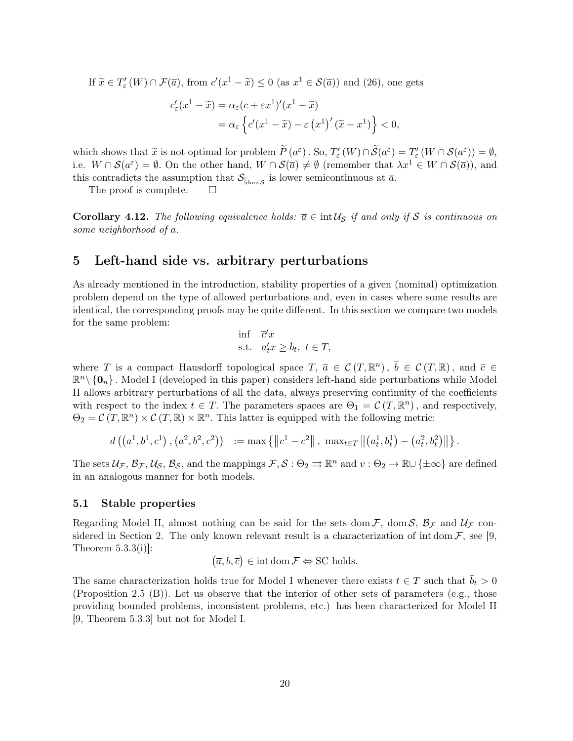If $\widetilde{x} \in T'_{\varepsilon}(W) \cap \mathcal{F}(\overline{a})$, from $c'(x^1 - \widetilde{x}) \leq 0$ (as $x^1 \in \mathcal{S}(\overline{a})$) and (26), one gets

$$
\begin{aligned}
c'_{\varepsilon}(x^1 - \widetilde{x}) &= \alpha_{\varepsilon}(c + \varepsilon x^1)'(x^1 - \widetilde{x}) \\
&= \alpha_{\varepsilon}\left\{c'(x^1 - \widetilde{x}) - \varepsilon \left(x^1\right)' (\widetilde{x} - x^1)\right\} < 0,
\end{aligned}
$$

which shows that $\widetilde{x}$ is not optimal for problem $\widetilde{P}(a^{\varepsilon})$. So, $T'_{\varepsilon}(W) \cap \widetilde{\mathcal{S}}(a^{\varepsilon}) = T'_{\varepsilon}(W \cap \mathcal{S}(a^{\varepsilon})) = \emptyset$, i.e. $W \cap \mathcal{S}(a^{\varepsilon}) = \emptyset$. On the other hand, $W \cap \mathcal{S}(\overline{a}) \neq \emptyset$ (remember that $\lambda x^1 \in W \cap \mathcal{S}(\overline{a})$), and this contradicts the assumption that $\mathcal{S}_{|_{\operatorname{dom}\mathcal{S}}}$ is lower semicontinuous at $\overline{a}$.

The proof is complete. $\square$

**Corollary 4.12.** *The following equivalence holds: $\overline{a} \in \operatorname{int}\mathcal{U}_{\mathcal{S}}$ if and only if $\mathcal{S}$ is continuous on some neighborhood of $\overline{a}$.*

# 5 Left-hand side vs. arbitrary perturbations

As already mentioned in the introduction, stability properties of a given (nominal) optimization problem depend on the type of allowed perturbations and, even in cases where some results are identical, the corresponding proofs may be quite different. In this section we compare two models for the same problem:

$$
\begin{array}{ll}
\inf & \overline{c}'x \\
\text{s.t.} & \overline{a}_t'x \geq \overline{b}_t,\ t \in T,
\end{array}
$$

where $T$ is a compact Hausdorff topological space $T$, $\overline{a} \in \mathcal{C}(T, \mathbb{R}^n)$, $\overline{b} \in \mathcal{C}(T, \mathbb{R})$, and $\overline{c} \in \mathbb{R}^n \setminus \{\mathbf{0}_n\}$. Model I (developed in this paper) considers left-hand side perturbations while Model II allows arbitrary perturbations of all the data, always preserving continuity of the coefficients with respect to the index $t \in T$. The parameters spaces are $\Theta_1 = \mathcal{C}(T, \mathbb{R}^n)$, and respectively, $\Theta_2 = \mathcal{C}(T, \mathbb{R}^n) \times \mathcal{C}(T, \mathbb{R}) \times \mathbb{R}^n$. This latter is equipped with the following metric:

$$
d\left(\left(a^1, b^1, c^1\right), \left(a^2, b^2, c^2\right)\right) \quad := \max\left\{\left\|c^1 - c^2\right\|,\ \max_{t \in T}\left\|\left(a_t^1, b_t^1\right) - \left(a_t^2, b_t^2\right)\right\|\right\}.
$$

The sets $\mathcal{U}_{\mathcal{F}}$, $\mathcal{B}_{\mathcal{F}}$, $\mathcal{U}_{\mathcal{S}}$, $\mathcal{B}_{\mathcal{S}}$, and the mappings $\mathcal{F}, \mathcal{S} : \Theta_2 \rightrightarrows \mathbb{R}^n$ and $v : \Theta_2 \to \mathbb{R} \cup \{\pm\infty\}$ are defined in an analogous manner for both models.

## 5.1 Stable properties

Regarding Model II, almost nothing can be said for the sets $\operatorname{dom}\mathcal{F}$, $\operatorname{dom}\mathcal{S}$, $\mathcal{B}_{\mathcal{F}}$ and $\mathcal{U}_{\mathcal{F}}$ considered in Section 2. The only known relevant result is a characterization of $\operatorname{int}\operatorname{dom}\mathcal{F}$, see [9, Theorem 5.3.3(i)]:

$$
\left(\overline{a}, \overline{b}, \overline{c}\right) \in \operatorname{int}\operatorname{dom}\mathcal{F} \Leftrightarrow \text{SC holds.}
$$

The same characterization holds true for Model I whenever there exists $t \in T$ such that $\overline{b}_t > 0$ (Proposition 2.5 (B)). Let us observe that the interior of other sets of parameters (e.g., those providing bounded problems, inconsistent problems, etc.) has been characterized for Model II [9, Theorem 5.3.3] but not for Model I.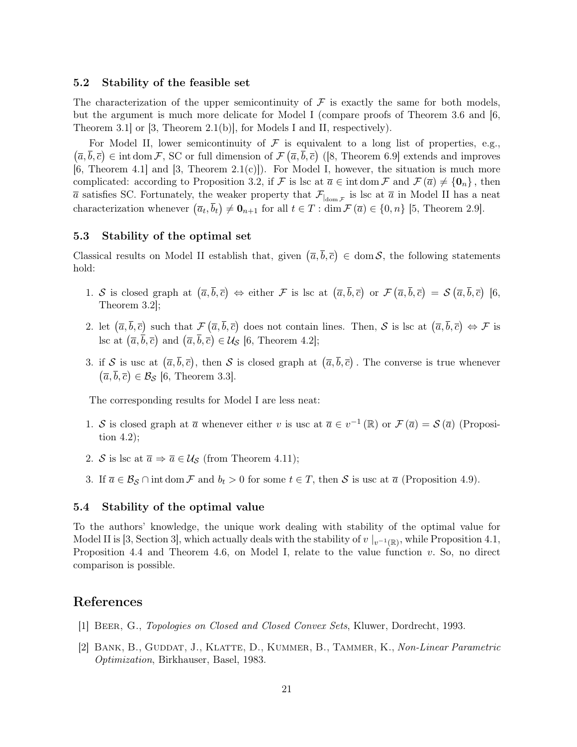### 5.2 Stability of the feasible set

The characterization of the upper semicontinuity of $\mathcal{F}$ is exactly the same for both models, but the argument is much more delicate for Model I (compare proofs of Theorem 3.6 and [6, Theorem 3.1] or [3, Theorem 2.1(b)], for Models I and II, respectively).

For Model II, lower semicontinuity of $\mathcal{F}$ is equivalent to a long list of properties, e.g., $(\overline{a}, \overline{b}, \overline{c}) \in \operatorname{int} \operatorname{dom} \mathcal{F}$, SC or full dimension of $\mathcal{F}(\overline{a}, \overline{b}, \overline{c})$ ([8, Theorem 6.9] extends and improves [6, Theorem 4.1] and [3, Theorem 2.1(c)]). For Model I, however, the situation is much more complicated: according to Proposition 3.2, if $\mathcal{F}$ is lsc at $\overline{a} \in \operatorname{int} \operatorname{dom} \mathcal{F}$ and $\mathcal{F}(\overline{a}) \neq \{\mathbf{0}_n\}$, then $\overline{a}$ satisfies SC. Fortunately, the weaker property that $\mathcal{F}_{|\operatorname{dom} \mathcal{F}}$ is lsc at $\overline{a}$ in Model II has a neat characterization whenever $(\overline{a}_t, \overline{b}_t) \neq \mathbf{0}_{n+1}$ for all $t \in T : \dim \mathcal{F}(\overline{a}) \in \{0, n\}$ [5, Theorem 2.9].

### 5.3 Stability of the optimal set

Classical results on Model II establish that, given $(\overline{a}, \overline{b}, \overline{c}) \in \operatorname{dom} \mathcal{S}$, the following statements hold:

1. $\mathcal{S}$ is closed graph at $(\overline{a}, \overline{b}, \overline{c}) \Leftrightarrow$ either $\mathcal{F}$ is lsc at $(\overline{a}, \overline{b}, \overline{c})$ or $\mathcal{F}(\overline{a}, \overline{b}, \overline{c}) = \mathcal{S}(\overline{a}, \overline{b}, \overline{c})$ [6, Theorem 3.2];

2. let $(\overline{a}, \overline{b}, \overline{c})$ such that $\mathcal{F}(\overline{a}, \overline{b}, \overline{c})$ does not contain lines. Then, $\mathcal{S}$ is lsc at $(\overline{a}, \overline{b}, \overline{c}) \Leftrightarrow \mathcal{F}$ is lsc at $(\overline{a}, \overline{b}, \overline{c})$ and $(\overline{a}, \overline{b}, \overline{c}) \in \mathcal{U}_{\mathcal{S}}$ [6, Theorem 4.2];

3. if $\mathcal{S}$ is usc at $(\overline{a}, \overline{b}, \overline{c})$, then $\mathcal{S}$ is closed graph at $(\overline{a}, \overline{b}, \overline{c})$. The converse is true whenever $(\overline{a}, \overline{b}, \overline{c}) \in \mathcal{B}_{\mathcal{S}}$ [6, Theorem 3.3].

The corresponding results for Model I are less neat:

1. $\mathcal{S}$ is closed graph at $\overline{a}$ whenever either $v$ is usc at $\overline{a} \in v^{-1}(\mathbb{R})$ or $\mathcal{F}(\overline{a}) = \mathcal{S}(\overline{a})$ (Proposition 4.2);

2. $\mathcal{S}$ is lsc at $\overline{a} \Rightarrow \overline{a} \in \mathcal{U}_{\mathcal{S}}$ (from Theorem 4.11);

3. If $\overline{a} \in \mathcal{B}_{\mathcal{S}} \cap \operatorname{int} \operatorname{dom} \mathcal{F}$ and $b_t > 0$ for some $t \in T$, then $\mathcal{S}$ is usc at $\overline{a}$ (Proposition 4.9).

### 5.4 Stability of the optimal value

To the authors' knowledge, the unique work dealing with stability of the optimal value for Model II is [3, Section 3], which actually deals with the stability of $v\mid_{v^{-1}(\mathbb{R})}$, while Proposition 4.1, Proposition 4.4 and Theorem 4.6, on Model I, relate to the value function $v$. So, no direct comparison is possible.

## References

[1] Beer, G., *Topologies on Closed and Closed Convex Sets*, Kluwer, Dordrecht, 1993.

[2] Bank, B., Guddat, J., Klatte, D., Kummer, B., Tammer, K., *Non-Linear Parametric Optimization*, Birkhauser, Basel, 1983.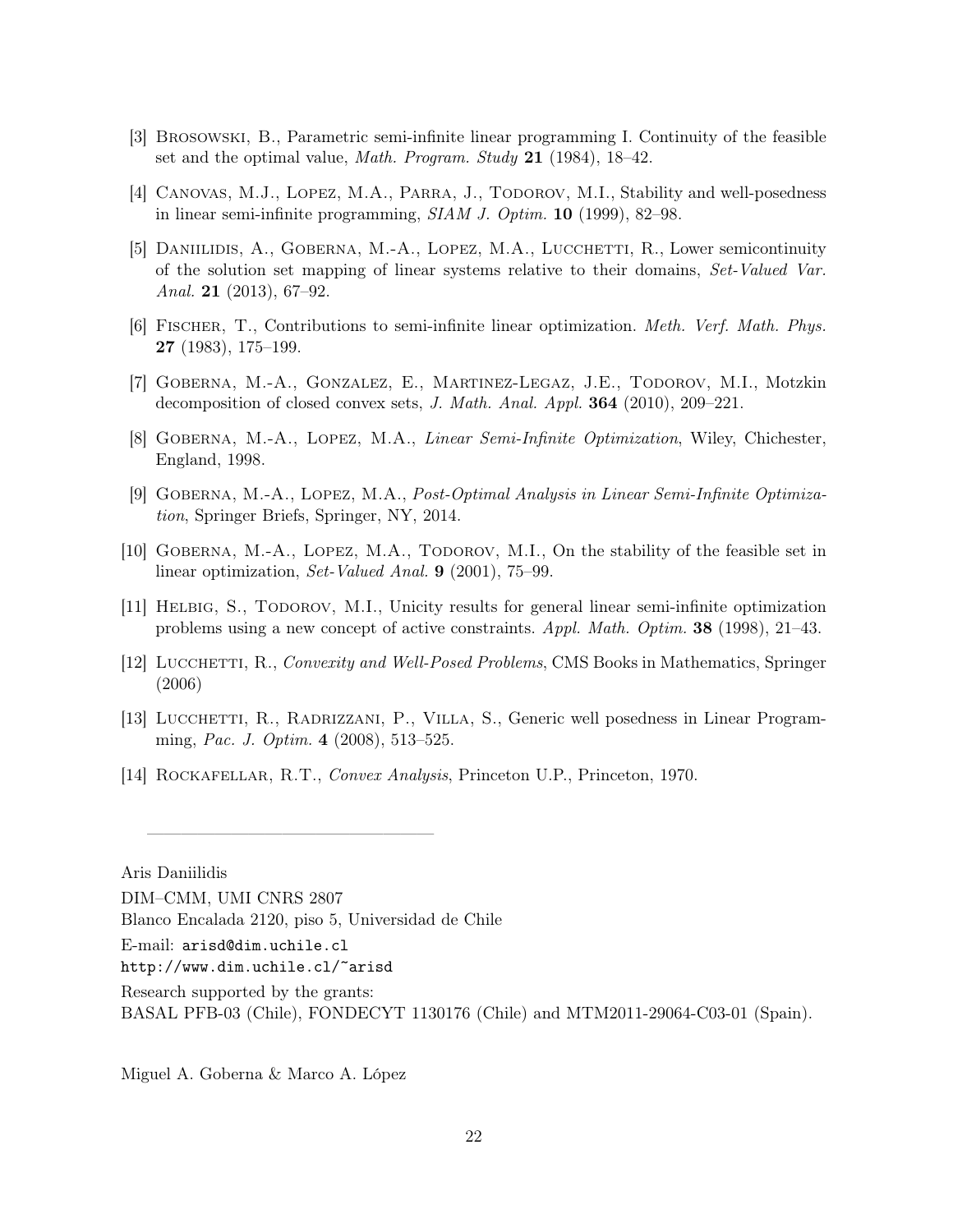[3] Brosowski, B., Parametric semi-infinite linear programming I. Continuity of the feasible set and the optimal value, *Math. Program. Study* **21** (1984), 18–42.

[4] Canovas, M.J., Lopez, M.A., Parra, J., Todorov, M.I., Stability and well-posedness in linear semi-infinite programming, *SIAM J. Optim.* **10** (1999), 82–98.

[5] Daniilidis, A., Goberna, M.-A., Lopez, M.A., Lucchetti, R., Lower semicontinuity of the solution set mapping of linear systems relative to their domains, *Set-Valued Var. Anal.* **21** (2013), 67–92.

[6] Fischer, T., Contributions to semi-infinite linear optimization. *Meth. Verf. Math. Phys.* **27** (1983), 175–199.

[7] Goberna, M.-A., Gonzalez, E., Martinez-Legaz, J.E., Todorov, M.I., Motzkin decomposition of closed convex sets, *J. Math. Anal. Appl.* **364** (2010), 209–221.

[8] Goberna, M.-A., Lopez, M.A., *Linear Semi-Infinite Optimization*, Wiley, Chichester, England, 1998.

[9] Goberna, M.-A., Lopez, M.A., *Post-Optimal Analysis in Linear Semi-Infinite Optimization*, Springer Briefs, Springer, NY, 2014.

[10] Goberna, M.-A., Lopez, M.A., Todorov, M.I., On the stability of the feasible set in linear optimization, *Set-Valued Anal.* **9** (2001), 75–99.

[11] Helbig, S., Todorov, M.I., Unicity results for general linear semi-infinite optimization problems using a new concept of active constraints. *Appl. Math. Optim.* **38** (1998), 21–43.

[12] Lucchetti, R., *Convexity and Well-Posed Problems*, CMS Books in Mathematics, Springer (2006)

[13] Lucchetti, R., Radrizzani, P., Villa, S., Generic well posedness in Linear Programming, *Pac. J. Optim.* **4** (2008), 513–525.

[14] Rockafellar, R.T., *Convex Analysis*, Princeton U.P., Princeton, 1970.

---

Aris Daniilidis

DIM–CMM, UMI CNRS 2807

Blanco Encalada 2120, piso 5, Universidad de Chile

E-mail: `arisd@dim.uchile.cl`

`http://www.dim.uchile.cl/~arisd`

Research supported by the grants:

BASAL PFB-03 (Chile), FONDECYT 1130176 (Chile) and MTM2011-29064-C03-01 (Spain).

Miguel A. Goberna & Marco A. López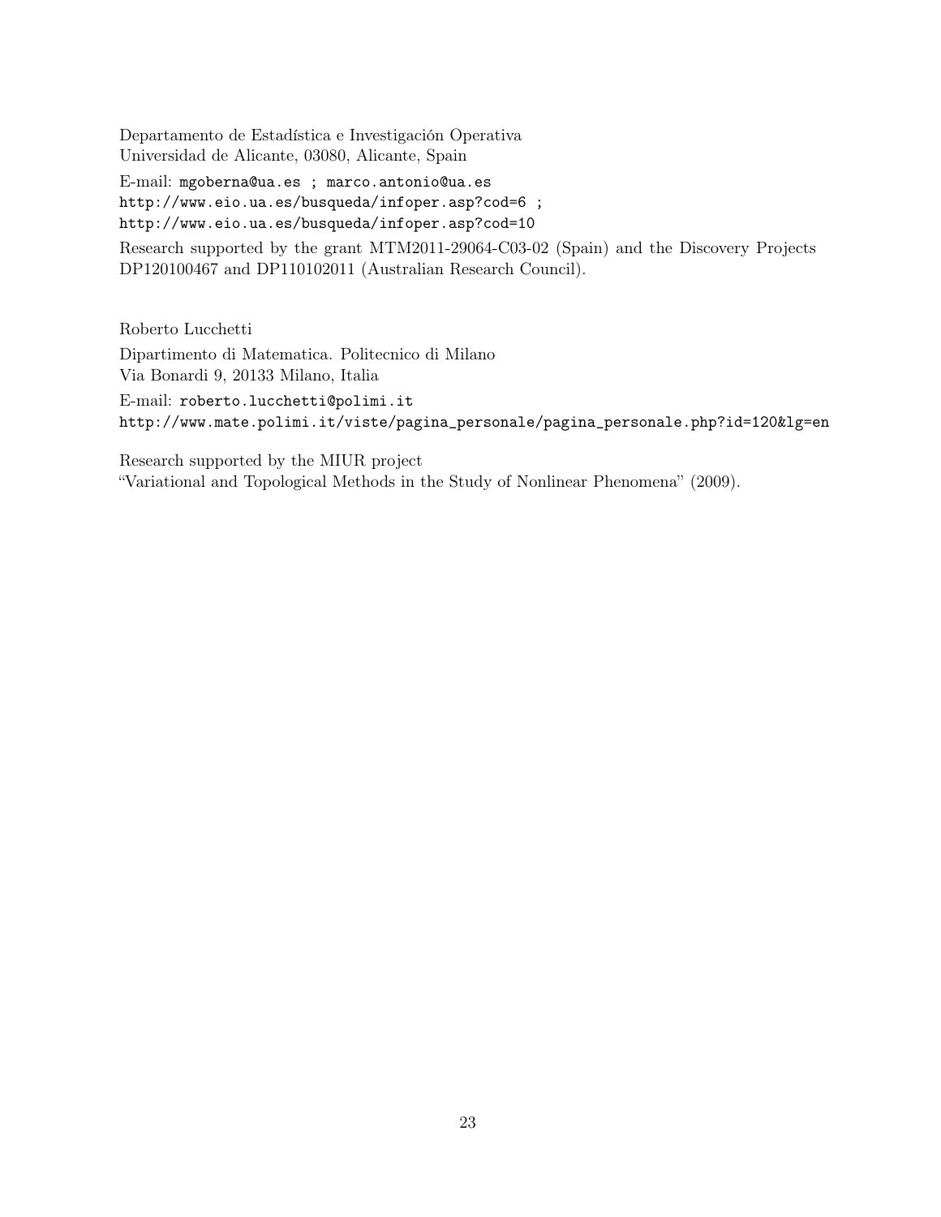Departamento de Estadística e Investigación Operativa
Universidad de Alicante, 03080, Alicante, Spain

E-mail: mgoberna@ua.es ; marco.antonio@ua.es
http://www.eio.ua.es/busqueda/infoper.asp?cod=6 ;
http://www.eio.ua.es/busqueda/infoper.asp?cod=10

Research supported by the grant MTM2011-29064-C03-02 (Spain) and the Discovery Projects DP120100467 and DP110102011 (Australian Research Council).

Roberto Lucchetti

Dipartimento di Matematica. Politecnico di Milano
Via Bonardi 9, 20133 Milano, Italia

E-mail: roberto.lucchetti@polimi.it
http://www.mate.polimi.it/viste/pagina_personale/pagina_personale.php?id=120&lg=en

Research supported by the MIUR project
"Variational and Topological Methods in the Study of Nonlinear Phenomena" (2009).